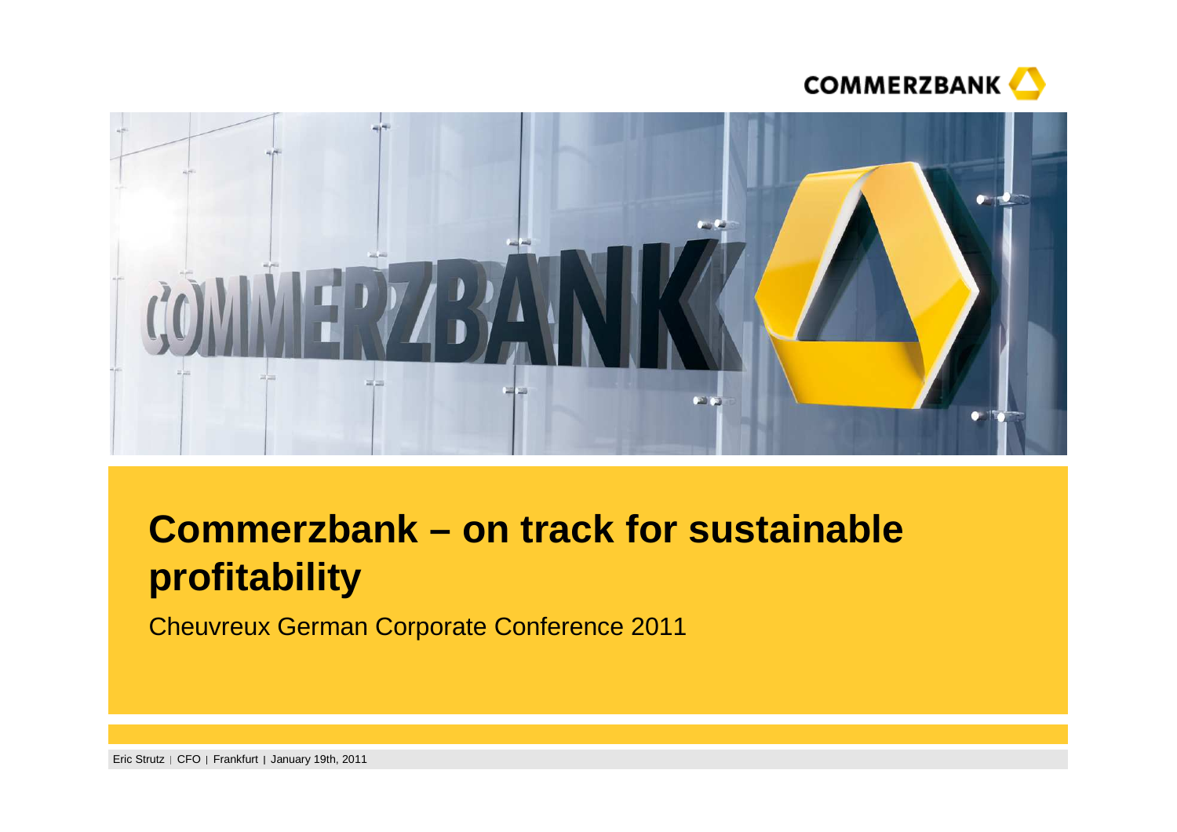# Commerzbank – on track for sustainable profitability

Cheuvreux German Corporate Conference 2011

Eric Strutz | CFO | Frankfurt | January 19th, 2011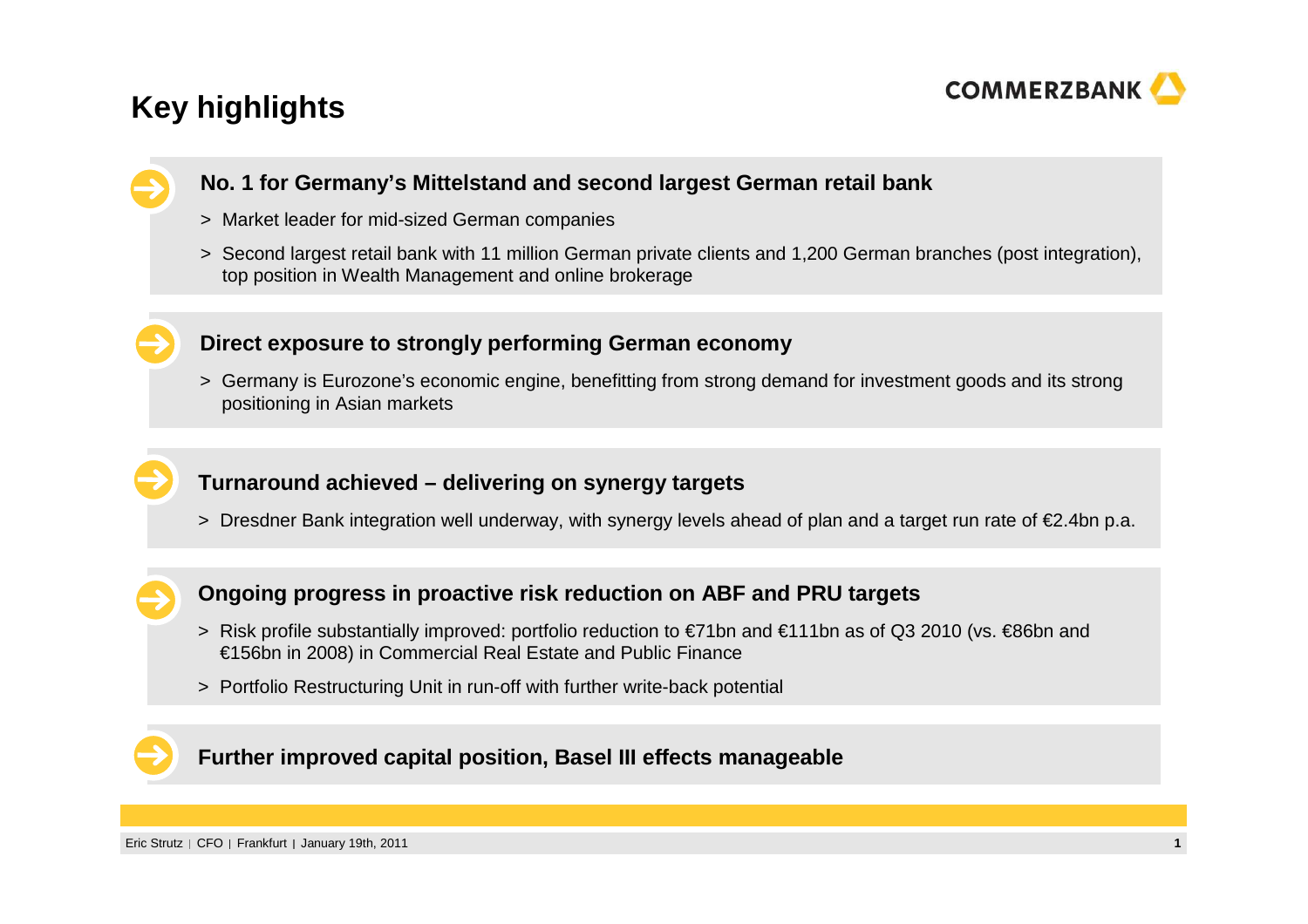# Key highlights

### No. 1 for Germany's Mittelstand and second largest German retail bank

- Market leader for mid-sized German companies
- Second largest retail bank with 11 million German private clients and 1,200 German branches (post integration), top position in Wealth Management and online brokerage

### Direct exposure to strongly performing German economy

- Germany is Eurozone's economic engine, benefitting from strong demand for investment goods and its strong positioning in Asian markets

### Turnaround achieved – delivering on synergy targets

- Dresdner Bank integration well underway, with synergy levels ahead of plan and a target run rate of €2.4bn p.a.

### Ongoing progress in proactive risk reduction on ABF and PRU targets

- Risk profile substantially improved: portfolio reduction to €71bn and €111bn as of Q3 2010 (vs. €86bn and €156bn in 2008) in Commercial Real Estate and Public Finance
- Portfolio Restructuring Unit in run-off with further write-back potential

### Further improved capital position, Basel III effects manageable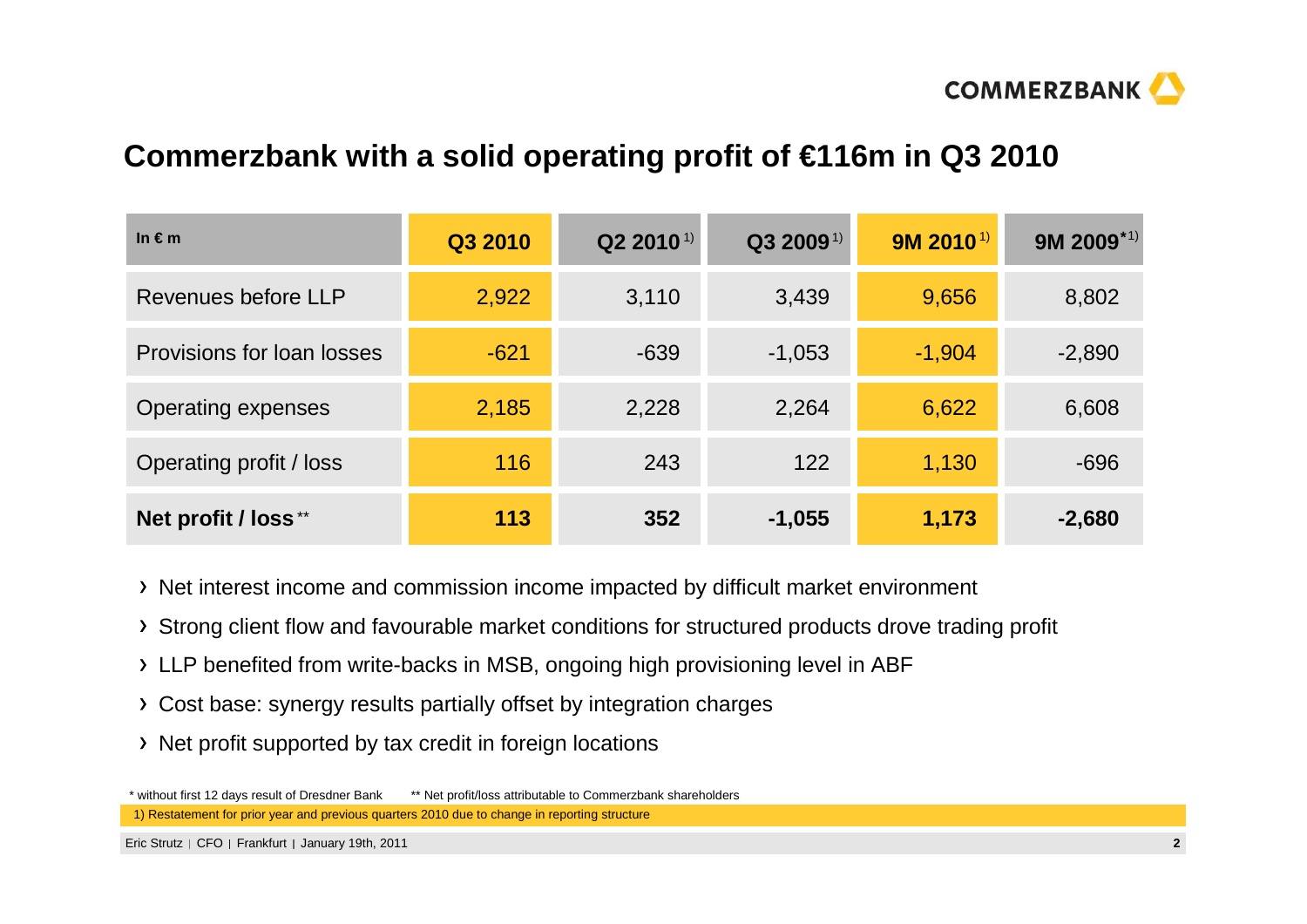# Commerzbank with a solid operating profit of €116m in Q3 2010

| In € m | Q3 2010 | Q2 2010 [1)] | Q3 2009 [1)] | 9M 2010 [1)] | 9M 2009*[1)] |
|---|---|---|---|---|---|
| Revenues before LLP | 2,922 | 3,110 | 3,439 | 9,656 | 8,802 |
| Provisions for loan losses | -621 | -639 | -1,053 | -1,904 | -2,890 |
| Operating expenses | 2,185 | 2,228 | 2,264 | 6,622 | 6,608 |
| Operating profit / loss | 116 | 243 | 122 | 1,130 | -696 |
| **Net profit / loss** ** | **113** | **352** | **-1,055** | **1,173** | **-2,680** |

- Net interest income and commission income impacted by difficult market environment
- Strong client flow and favourable market conditions for structured products drove trading profit
- LLP benefited from write-backs in MSB, ongoing high provisioning level in ABF
- Cost base: synergy results partially offset by integration charges
- Net profit supported by tax credit in foreign locations

\* without first 12 days result of Dresdner Bank    ** Net profit/loss attributable to Commerzbank shareholders

1) Restatement for prior year and previous quarters 2010 due to change in reporting structure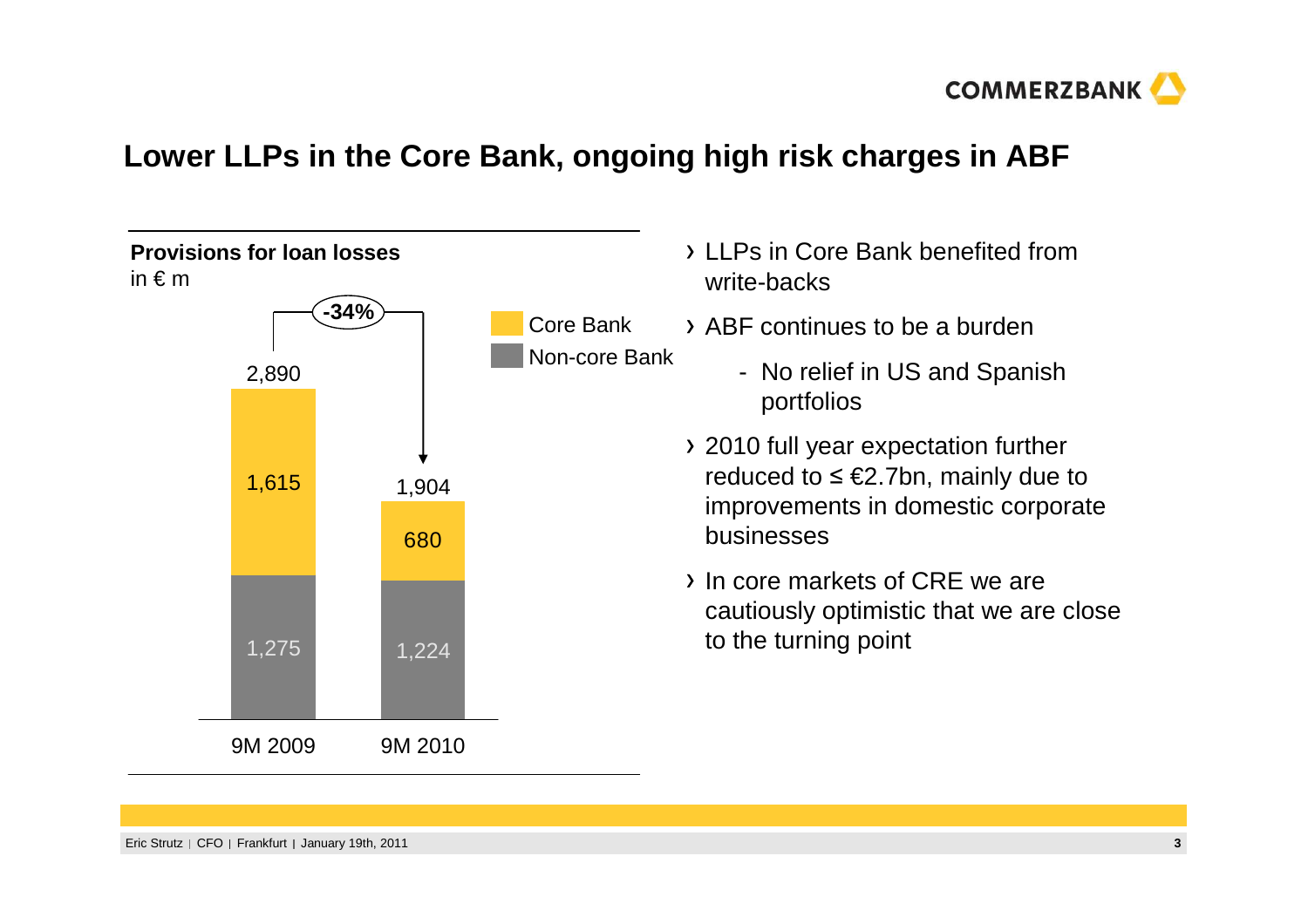## Lower LLPs in the Core Bank, ongoing high risk charges in ABF

**Provisions for loan losses**
in € m

| | 9M 2009 | 9M 2010 |
|---|---|---|
| Core Bank | 1,615 | 680 |
| Non-core Bank | 1,275 | 1,224 |
| Total | 2,890 | 1,904 |

-34%

- LLPs in Core Bank benefited from write-backs
- ABF continues to be a burden
  - No relief in US and Spanish portfolios
- 2010 full year expectation further reduced to ≤ €2.7bn, mainly due to improvements in domestic corporate businesses
- In core markets of CRE we are cautiously optimistic that we are close to the turning point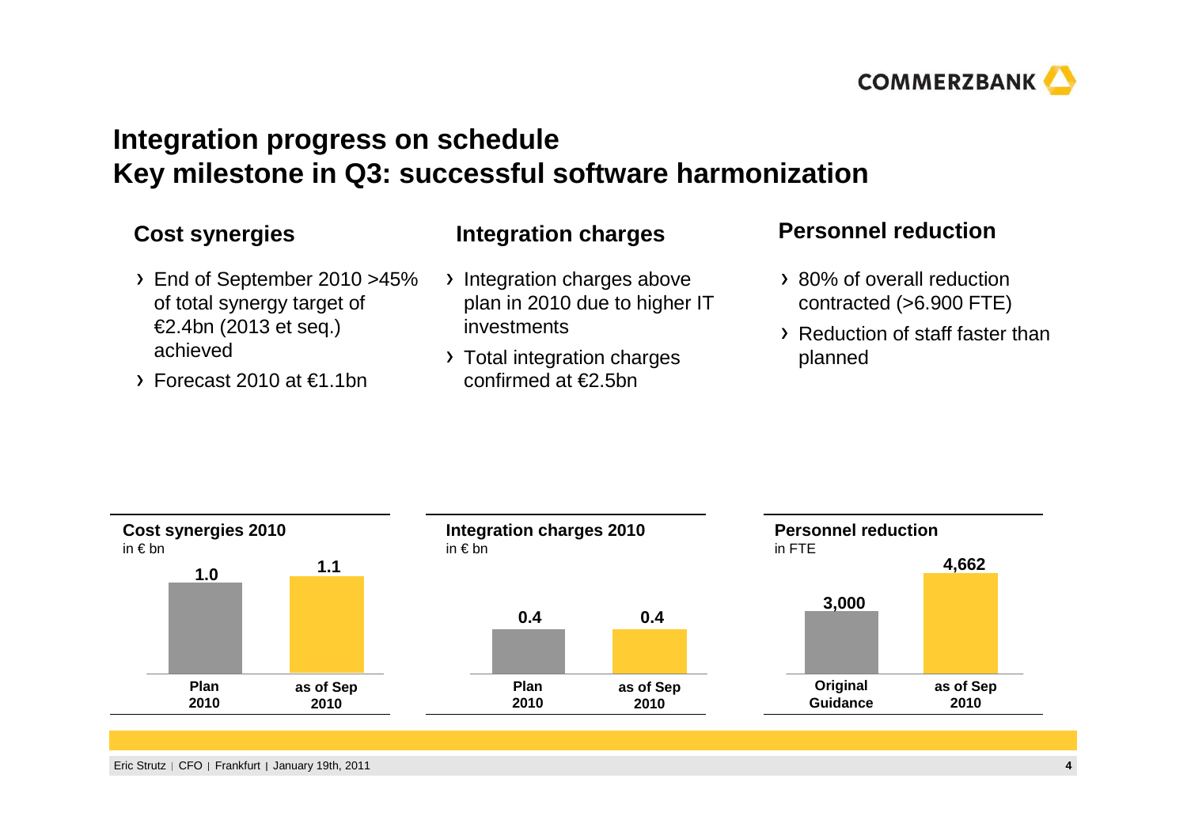# Integration progress on schedule
# Key milestone in Q3: successful software harmonization

## Cost synergies

- End of September 2010 >45% of total synergy target of €2.4bn (2013 et seq.) achieved
- Forecast 2010 at €1.1bn

## Integration charges

- Integration charges above plan in 2010 due to higher IT investments
- Total integration charges confirmed at €2.5bn

## Personnel reduction

- 80% of overall reduction contracted (>6.900 FTE)
- Reduction of staff faster than planned

**Cost synergies 2010**
in € bn

| Plan 2010 | as of Sep 2010 |
|---|---|
| 1.0 | 1.1 |

**Integration charges 2010**
in € bn

| Plan 2010 | as of Sep 2010 |
|---|---|
| 0.4 | 0.4 |

**Personnel reduction**
in FTE

| Original Guidance | as of Sep 2010 |
|---|---|
| 3,000 | 4,662 |

Eric Strutz | CFO | Frankfurt | January 19th, 2011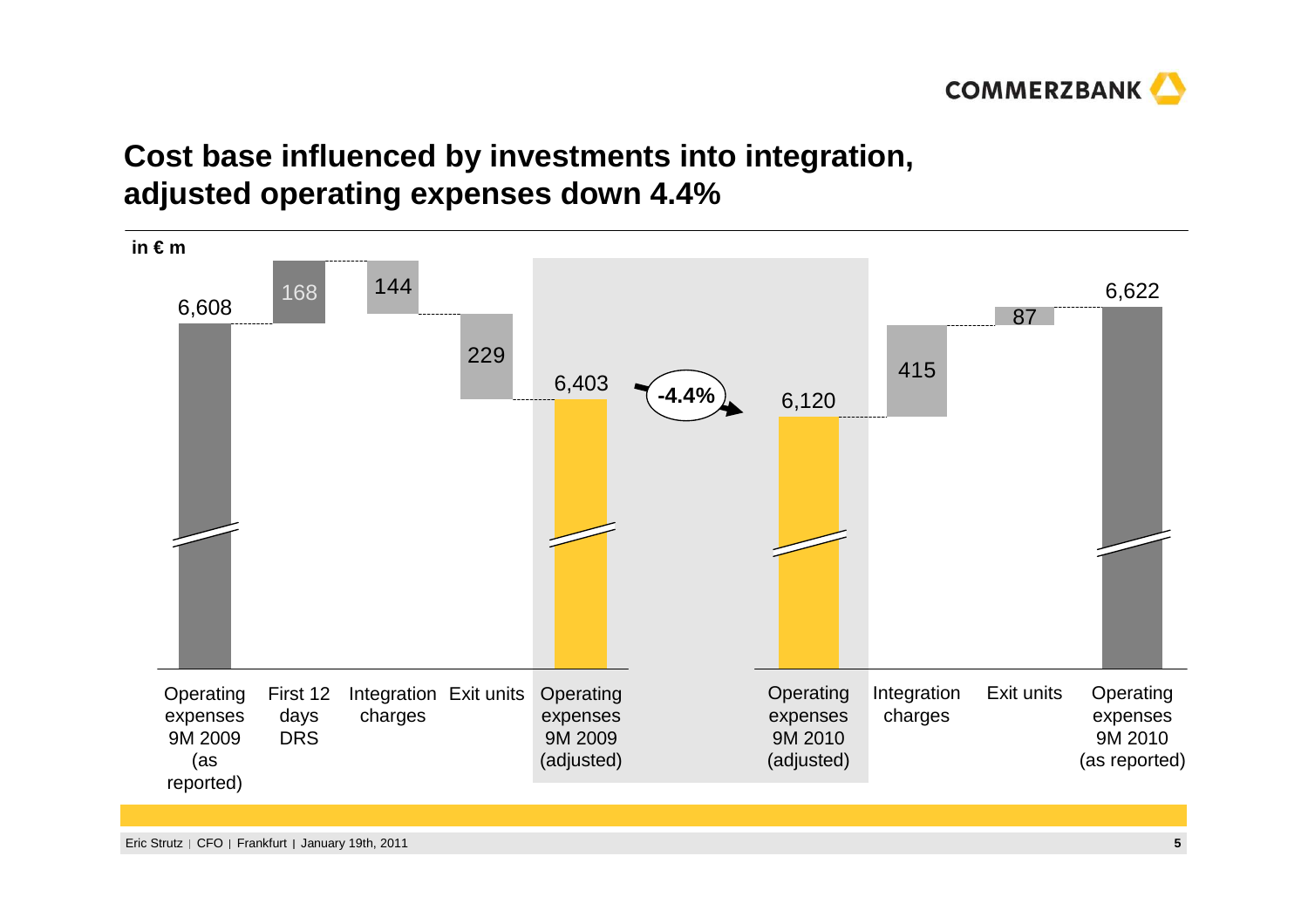# Cost base influenced by investments into integration, adjusted operating expenses down 4.4%

in € m

| Operating expenses 9M 2009 (as reported) | First 12 days DRS | Integration charges | Exit units | Operating expenses 9M 2009 (adjusted) | Operating expenses 9M 2010 (adjusted) | Integration charges | Exit units | Operating expenses 9M 2010 (as reported) |
|---|---|---|---|---|---|---|---|---|
| 6,608 | 168 | 144 | 229 | 6,403 | 6,120 | 415 | 87 | 6,622 |

-4.4%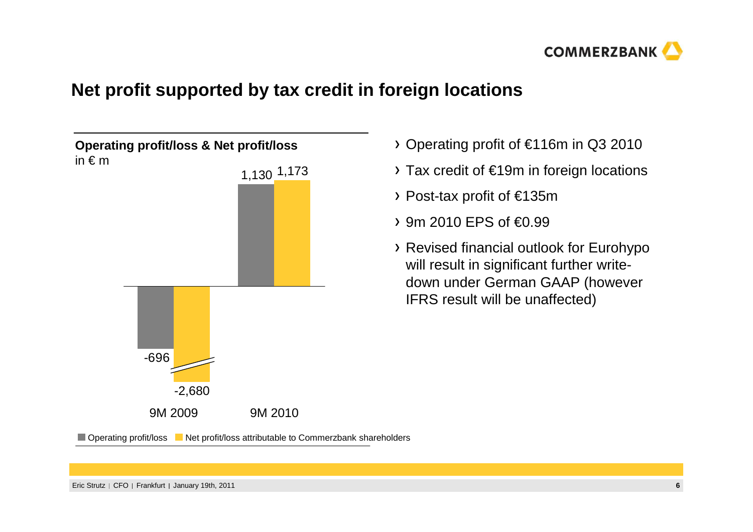## Net profit supported by tax credit in foreign locations

**Operating profit/loss & Net profit/loss**
in € m

| | Operating profit/loss | Net profit/loss attributable to Commerzbank shareholders |
|---|---|---|
| 9M 2009 | -696 | -2,680 |
| 9M 2010 | 1,130 | 1,173 |

- Operating profit of €116m in Q3 2010
- Tax credit of €19m in foreign locations
- Post-tax profit of €135m
- 9m 2010 EPS of €0.99
- Revised financial outlook for Eurohypo will result in significant further write-down under German GAAP (however IFRS result will be unaffected)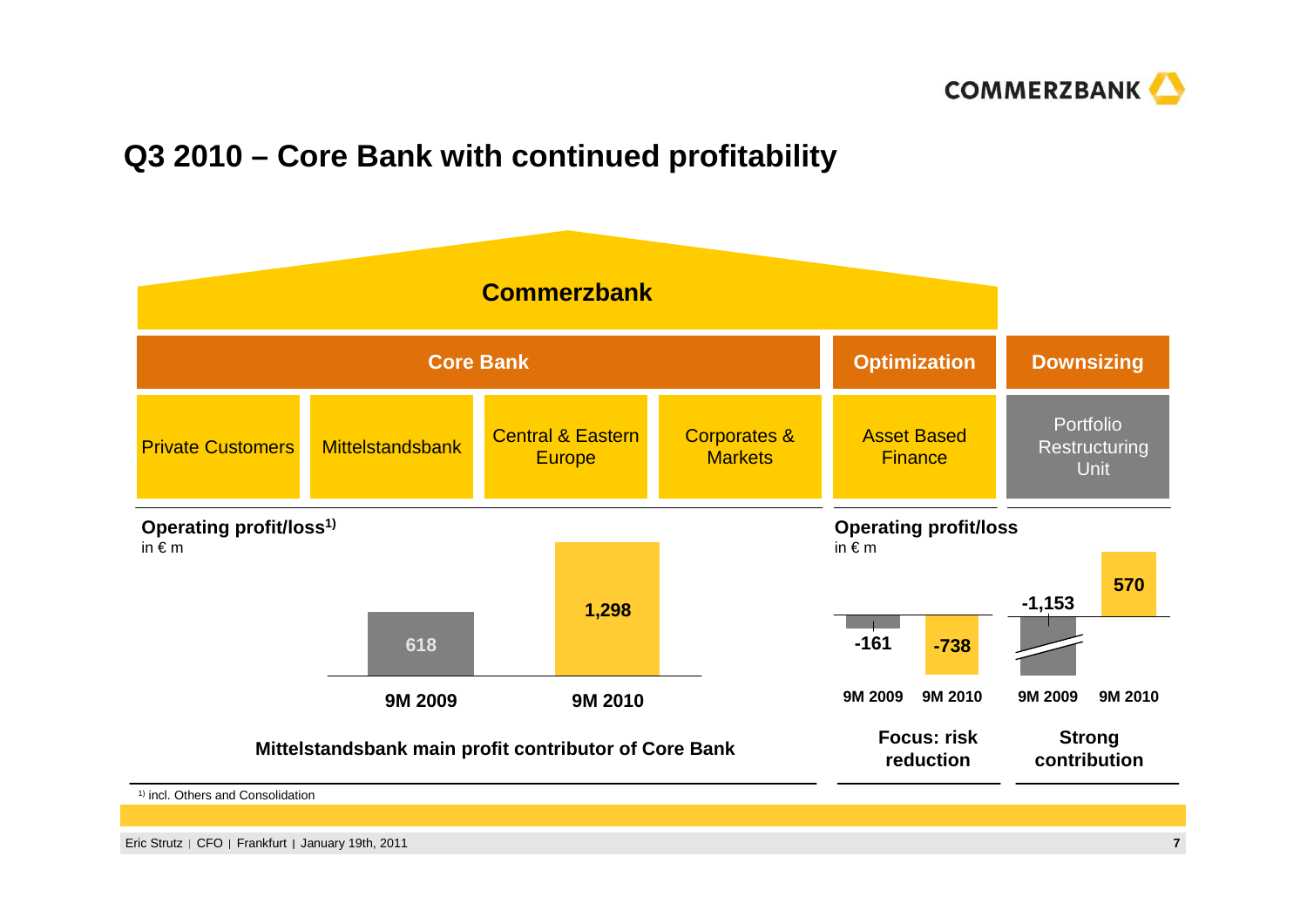# Q3 2010 – Core Bank with continued profitability

## Commerzbank

| Core Bank | | | | Optimization | Downsizing |
|---|---|---|---|---|---|
| Private Customers | Mittelstandsbank | Central & Eastern Europe | Corporates & Markets | Asset Based Finance | Portfolio Restructuring Unit |

**Operating profit/loss[1)]**
in € m

| | 9M 2009 | 9M 2010 |
|---|---|---|
| Core Bank | 618 | 1,298 |

**Mittelstandsbank main profit contributor of Core Bank**

**Operating profit/loss**
in € m

| | 9M 2009 | 9M 2010 |
|---|---|---|
| Asset Based Finance | -161 | -738 |
| Portfolio Restructuring Unit | -1,153 | 570 |

**Focus: risk reduction** (Asset Based Finance)

**Strong contribution** (Portfolio Restructuring Unit)

[1)] incl. Others and Consolidation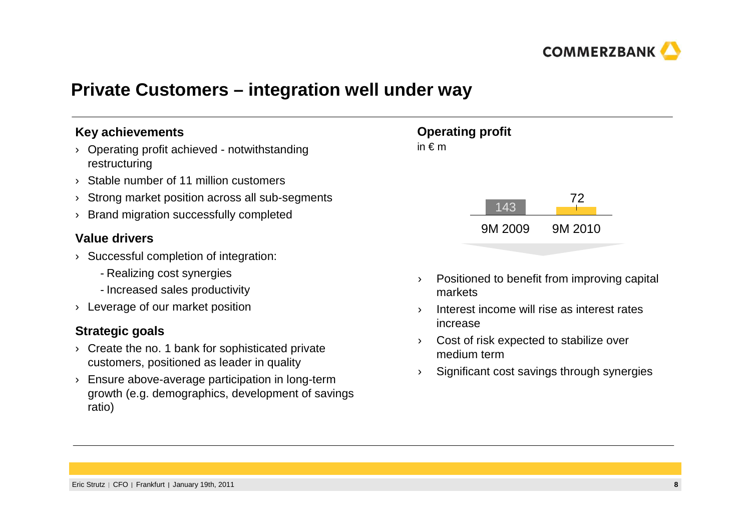# Private Customers – integration well under way

### Key achievements

- Operating profit achieved - notwithstanding restructuring
- Stable number of 11 million customers
- Strong market position across all sub-segments
- Brand migration successfully completed

### Value drivers

- Successful completion of integration:
  - Realizing cost synergies
  - Increased sales productivity
- Leverage of our market position

### Strategic goals

- Create the no. 1 bank for sophisticated private customers, positioned as leader in quality
- Ensure above-average participation in long-term growth (e.g. demographics, development of savings ratio)

### Operating profit

in € m

| 9M 2009 | 9M 2010 |
|---|---|
| 143 | 72 |

- Positioned to benefit from improving capital markets
- Interest income will rise as interest rates increase
- Cost of risk expected to stabilize over medium term
- Significant cost savings through synergies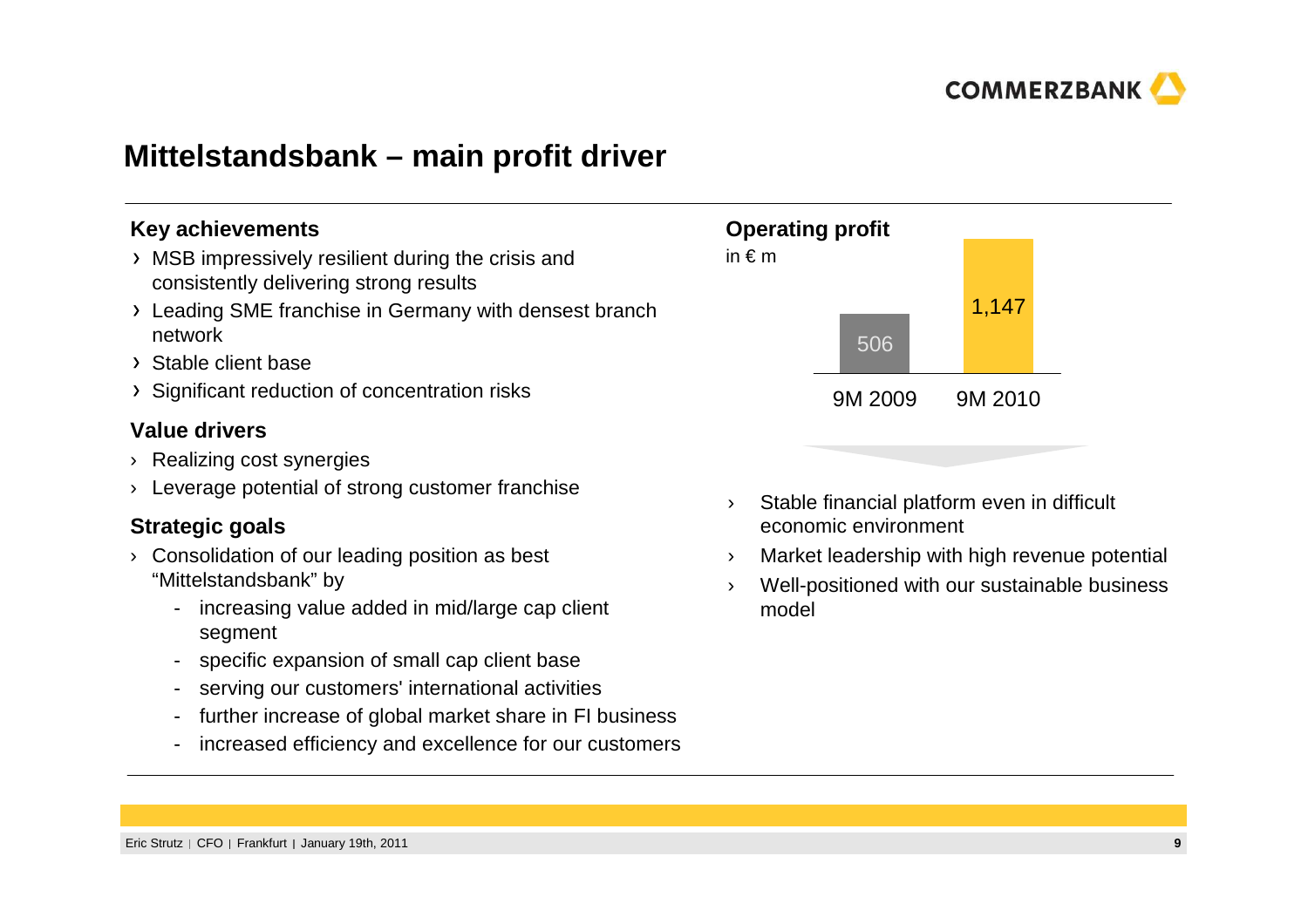# Mittelstandsbank – main profit driver

## Key achievements

- MSB impressively resilient during the crisis and consistently delivering strong results
- Leading SME franchise in Germany with densest branch network
- Stable client base
- Significant reduction of concentration risks

## Value drivers

- Realizing cost synergies
- Leverage potential of strong customer franchise

## Strategic goals

- Consolidation of our leading position as best "Mittelstandsbank" by
  - increasing value added in mid/large cap client segment
  - specific expansion of small cap client base
  - serving our customers' international activities
  - further increase of global market share in FI business
  - increased efficiency and excellence for our customers

## Operating profit

in € m

| 9M 2009 | 9M 2010 |
| --- | --- |
| 506 | 1,147 |

- Stable financial platform even in difficult economic environment
- Market leadership with high revenue potential
- Well-positioned with our sustainable business model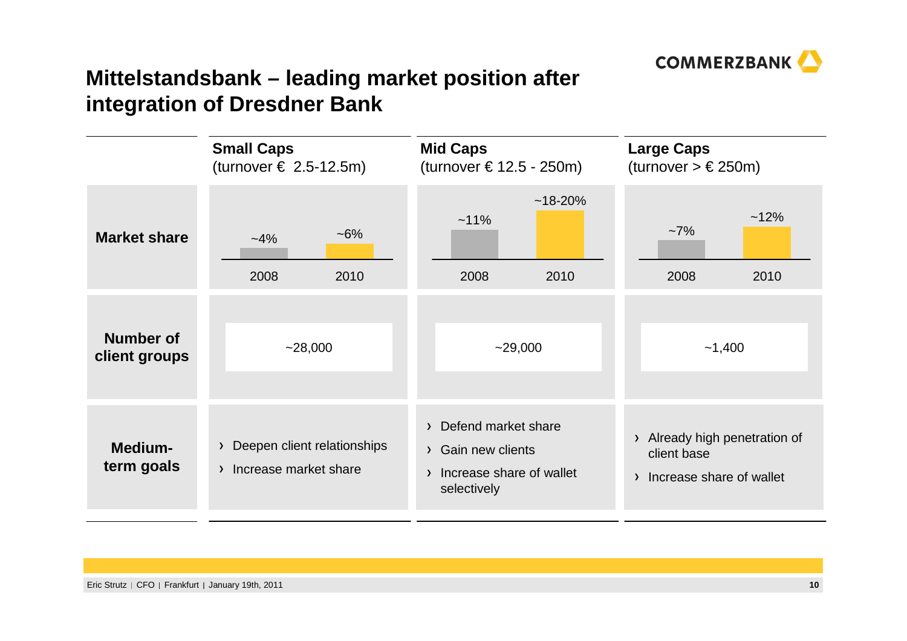# Mittelstandsbank – leading market position after integration of Dresdner Bank

| | Small Caps (turnover € 2.5-12.5m) | Mid Caps (turnover € 12.5 - 250m) | Large Caps (turnover > € 250m) |
|---|---|---|---|
| **Market share** | 2008: ~4%; 2010: ~6% | 2008: ~11%; 2010: ~18-20% | 2008: ~7%; 2010: ~12% |
| **Number of client groups** | ~28,000 | ~29,000 | ~1,400 |
| **Medium-term goals** | › Deepen client relationships<br>› Increase market share | › Defend market share<br>› Gain new clients<br>› Increase share of wallet selectively | › Already high penetration of client base<br>› Increase share of wallet |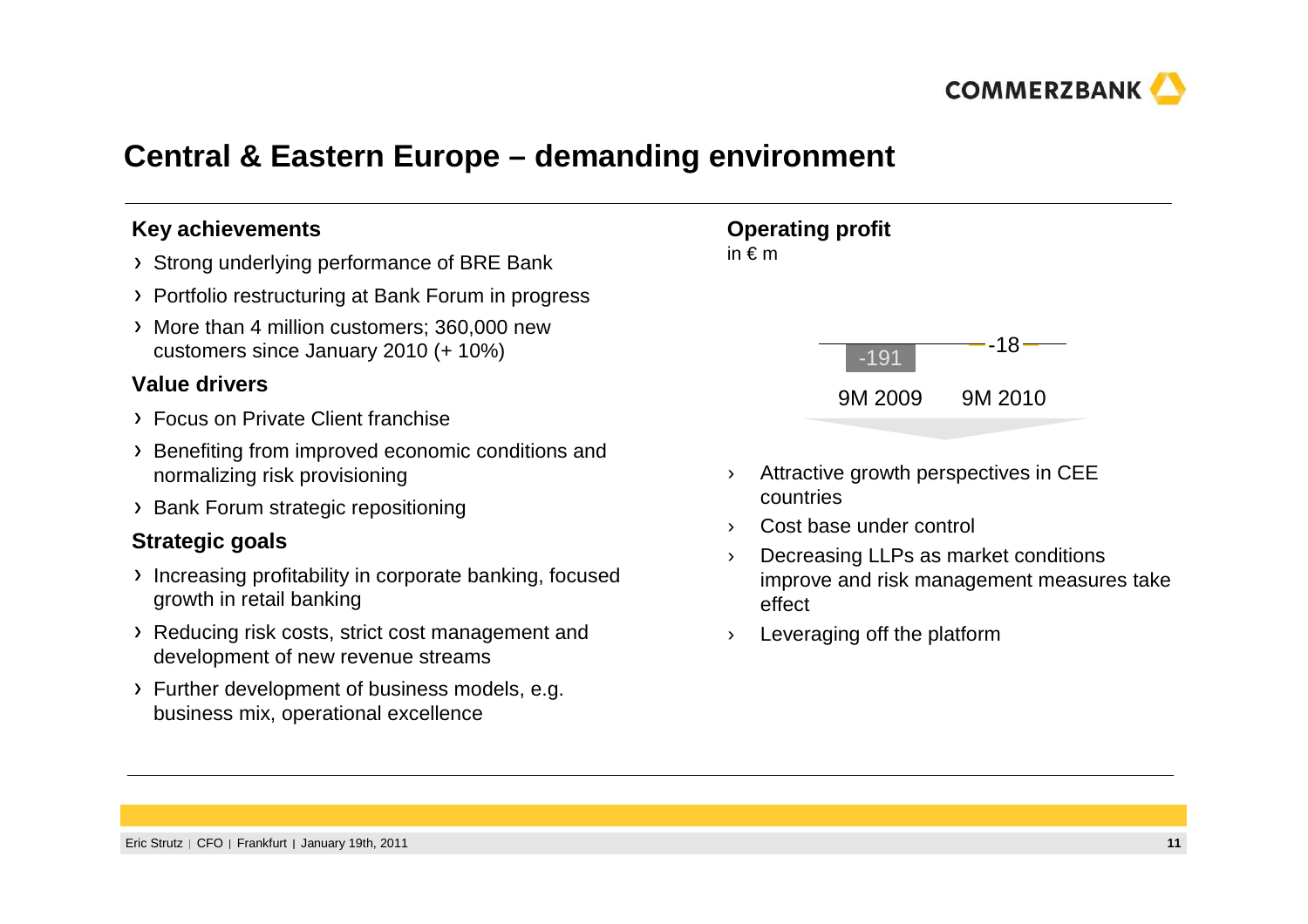# Central & Eastern Europe – demanding environment

### Key achievements

- Strong underlying performance of BRE Bank
- Portfolio restructuring at Bank Forum in progress
- More than 4 million customers; 360,000 new customers since January 2010 (+ 10%)

### Value drivers

- Focus on Private Client franchise
- Benefiting from improved economic conditions and normalizing risk provisioning
- Bank Forum strategic repositioning

### Strategic goals

- Increasing profitability in corporate banking, focused growth in retail banking
- Reducing risk costs, strict cost management and development of new revenue streams
- Further development of business models, e.g. business mix, operational excellence

### Operating profit

in € m

| 9M 2009 | 9M 2010 |
|---|---|
| -191 | -18 |

- Attractive growth perspectives in CEE countries
- Cost base under control
- Decreasing LLPs as market conditions improve and risk management measures take effect
- Leveraging off the platform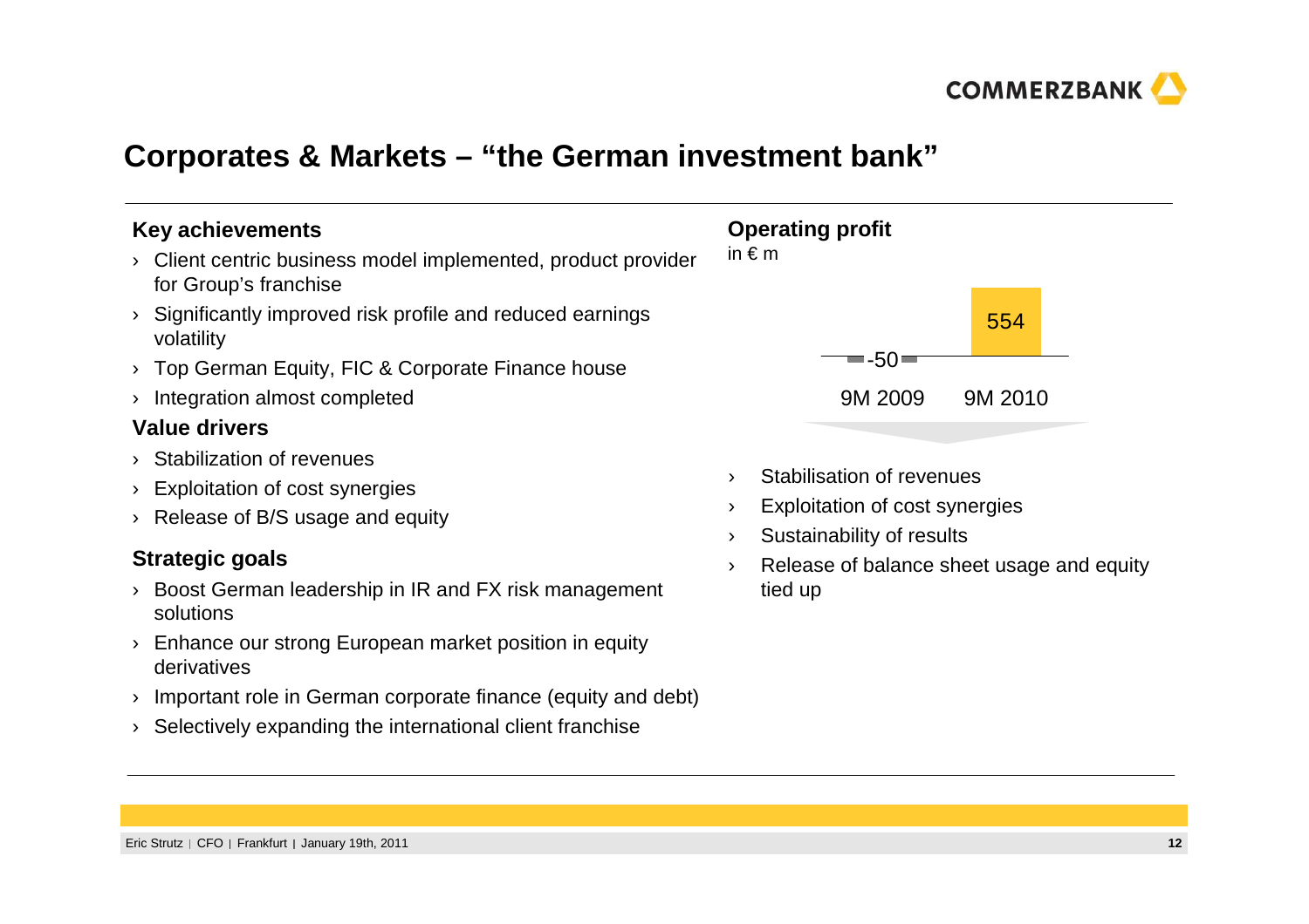# Corporates & Markets – "the German investment bank"

### Key achievements

- Client centric business model implemented, product provider for Group's franchise
- Significantly improved risk profile and reduced earnings volatility
- Top German Equity, FIC & Corporate Finance house
- Integration almost completed

### Value drivers

- Stabilization of revenues
- Exploitation of cost synergies
- Release of B/S usage and equity

### Strategic goals

- Boost German leadership in IR and FX risk management solutions
- Enhance our strong European market position in equity derivatives
- Important role in German corporate finance (equity and debt)
- Selectively expanding the international client franchise

### Operating profit

in € m

| 9M 2009 | 9M 2010 |
|---|---|
| -50 | 554 |

- Stabilisation of revenues
- Exploitation of cost synergies
- Sustainability of results
- Release of balance sheet usage and equity tied up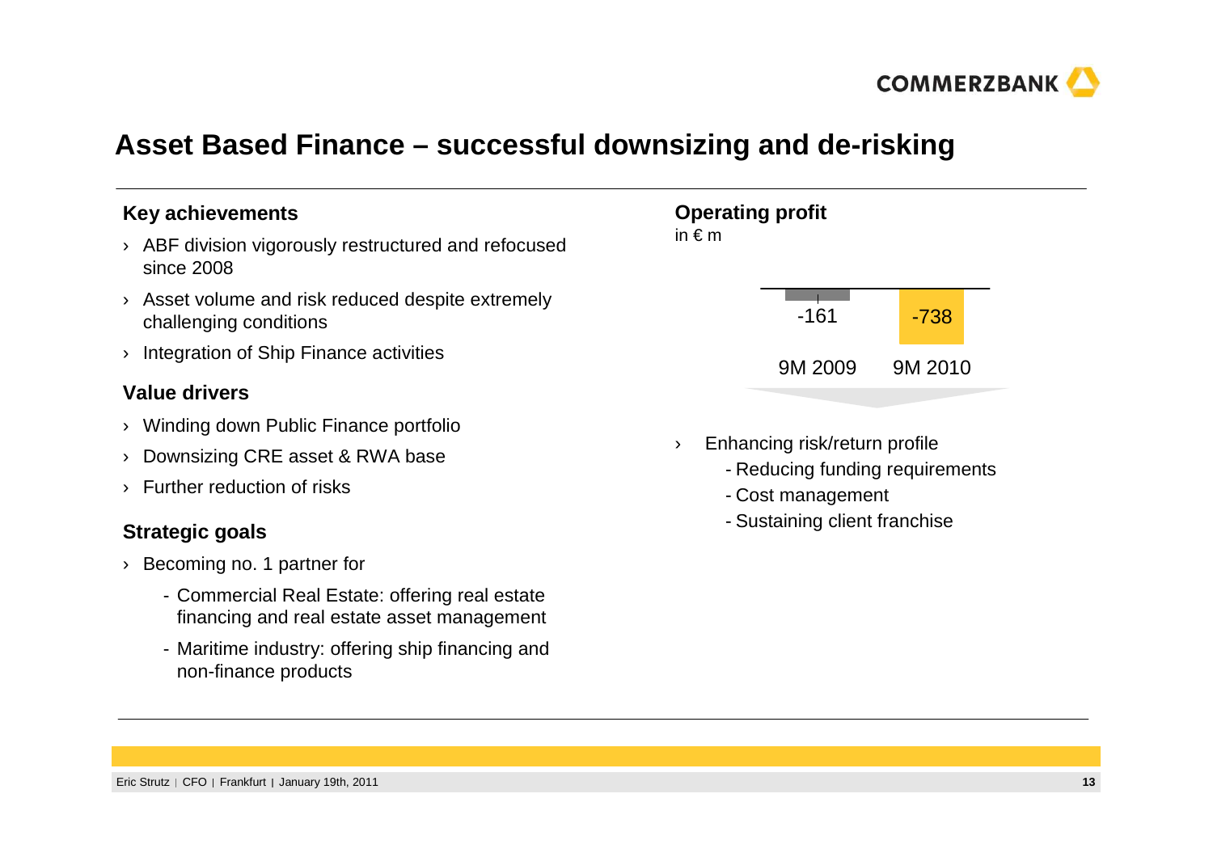# Asset Based Finance – successful downsizing and de-risking

### Key achievements

- ABF division vigorously restructured and refocused since 2008
- Asset volume and risk reduced despite extremely challenging conditions
- Integration of Ship Finance activities

### Value drivers

- Winding down Public Finance portfolio
- Downsizing CRE asset & RWA base
- Further reduction of risks

### Strategic goals

- Becoming no. 1 partner for
  - Commercial Real Estate: offering real estate financing and real estate asset management
  - Maritime industry: offering ship financing and non-finance products

### Operating profit

in € m

| 9M 2009 | 9M 2010 |
|---|---|
| -161 | -738 |

- Enhancing risk/return profile
  - Reducing funding requirements
  - Cost management
  - Sustaining client franchise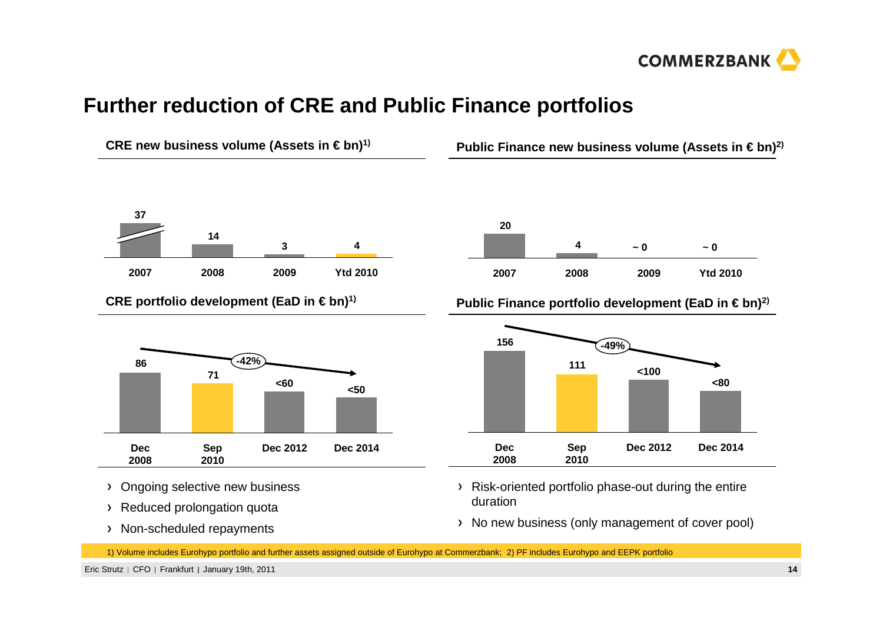# Further reduction of CRE and Public Finance portfolios

**CRE new business volume (Assets in € bn)[1]**

| 2007 | 2008 | 2009 | Ytd 2010 |
|---|---|---|---|
| 37 | 14 | 3 | 4 |

**Public Finance new business volume (Assets in € bn)[2]**

| 2007 | 2008 | 2009 | Ytd 2010 |
|---|---|---|---|
| 20 | 4 | ~ 0 | ~ 0 |

**CRE portfolio development (EaD in € bn)[1]**

| Dec 2008 | Sep 2010 | Dec 2012 | Dec 2014 |
|---|---|---|---|
| 86 | 71 | <60 | <50 |

-42%

**Public Finance portfolio development (EaD in € bn)[2]**

| Dec 2008 | Sep 2010 | Dec 2012 | Dec 2014 |
|---|---|---|---|
| 156 | 111 | <100 | <80 |

-49%

- Ongoing selective new business
- Reduced prolongation quota
- Non-scheduled repayments

- Risk-oriented portfolio phase-out during the entire duration
- No new business (only management of cover pool)

1) Volume includes Eurohypo portfolio and further assets assigned outside of Eurohypo at Commerzbank; 2) PF includes Eurohypo and EEPK portfolio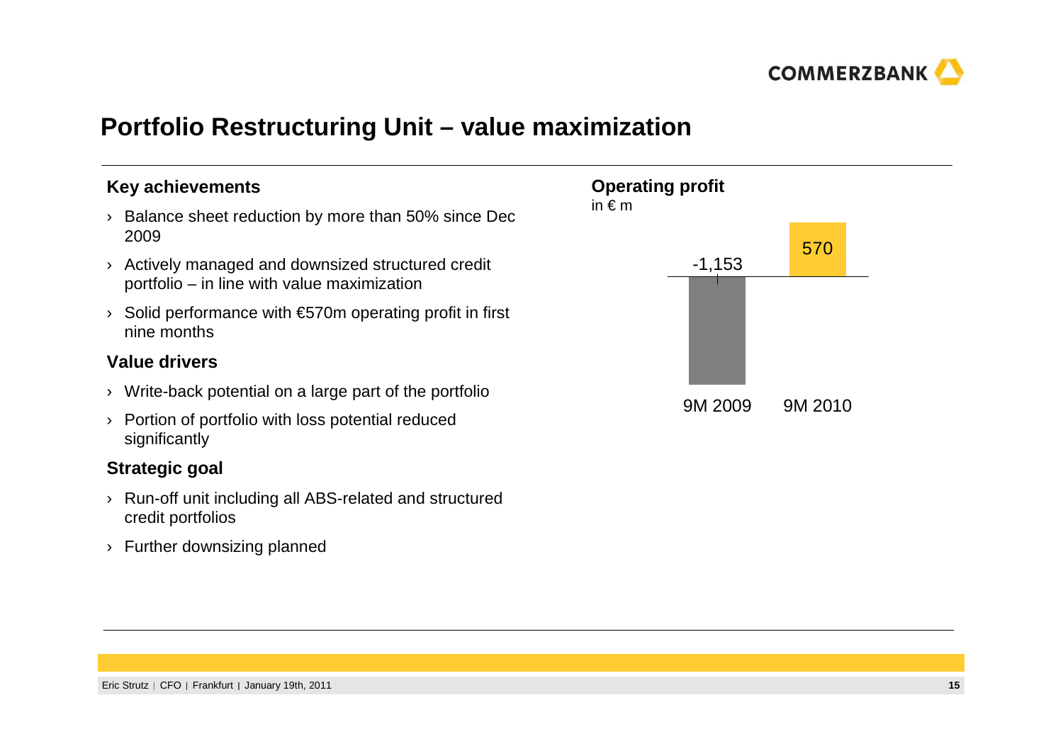# Portfolio Restructuring Unit – value maximization

### Key achievements

- Balance sheet reduction by more than 50% since Dec 2009
- Actively managed and downsized structured credit portfolio – in line with value maximization
- Solid performance with €570m operating profit in first nine months

### Value drivers

- Write-back potential on a large part of the portfolio
- Portion of portfolio with loss potential reduced significantly

### Strategic goal

- Run-off unit including all ABS-related and structured credit portfolios
- Further downsizing planned

### Operating profit

in € m

| 9M 2009 | 9M 2010 |
| --- | --- |
| -1,153 | 570 |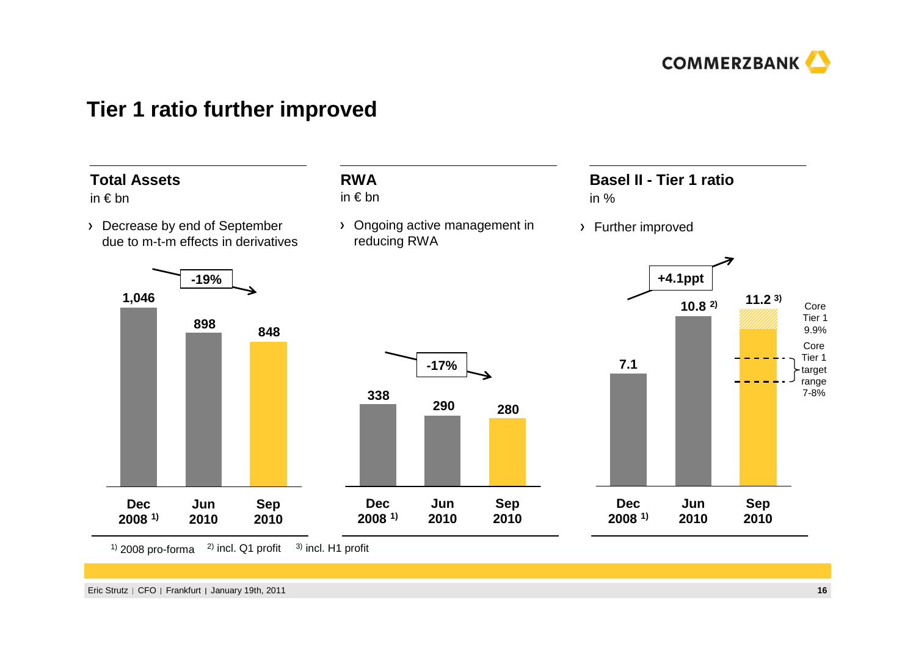# Tier 1 ratio further improved

## Total Assets

in € bn

- Decrease by end of September due to m-t-m effects in derivatives

| | Dec 2008 [1] | Jun 2010 | Sep 2010 |
|---|---|---|---|
| Total Assets | 1,046 | 898 | 848 |

-19%

## RWA

in € bn

- Ongoing active management in reducing RWA

| | Dec 2008 [1] | Jun 2010 | Sep 2010 |
|---|---|---|---|
| RWA | 338 | 290 | 280 |

-17%

## Basel II - Tier 1 ratio

in %

- Further improved

| | Dec 2008 [1] | Jun 2010 | Sep 2010 |
|---|---|---|---|
| Tier 1 ratio | 7.1 | 10.8 [2] | 11.2 [3] |

+4.1ppt

Core Tier 1 9.9%

Core Tier 1 target range 7-8%

[1] 2008 pro-forma [2] incl. Q1 profit [3] incl. H1 profit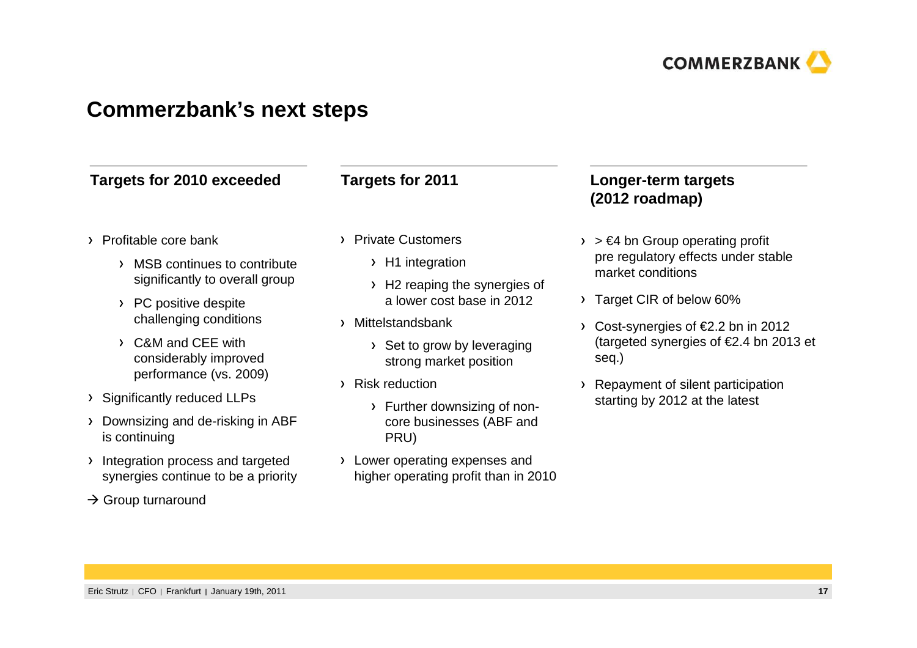# Commerzbank's next steps

## Targets for 2010 exceeded

- Profitable core bank
  - MSB continues to contribute significantly to overall group
  - PC positive despite challenging conditions
  - C&M and CEE with considerably improved performance (vs. 2009)
- Significantly reduced LLPs
- Downsizing and de-risking in ABF is continuing
- Integration process and targeted synergies continue to be a priority

→ Group turnaround

## Targets for 2011

- Private Customers
  - H1 integration
  - H2 reaping the synergies of a lower cost base in 2012
- Mittelstandsbank
  - Set to grow by leveraging strong market position
- Risk reduction
  - Further downsizing of non-core businesses (ABF and PRU)
- Lower operating expenses and higher operating profit than in 2010

## Longer-term targets (2012 roadmap)

- > €4 bn Group operating profit pre regulatory effects under stable market conditions
- Target CIR of below 60%
- Cost-synergies of €2.2 bn in 2012 (targeted synergies of €2.4 bn 2013 et seq.)
- Repayment of silent participation starting by 2012 at the latest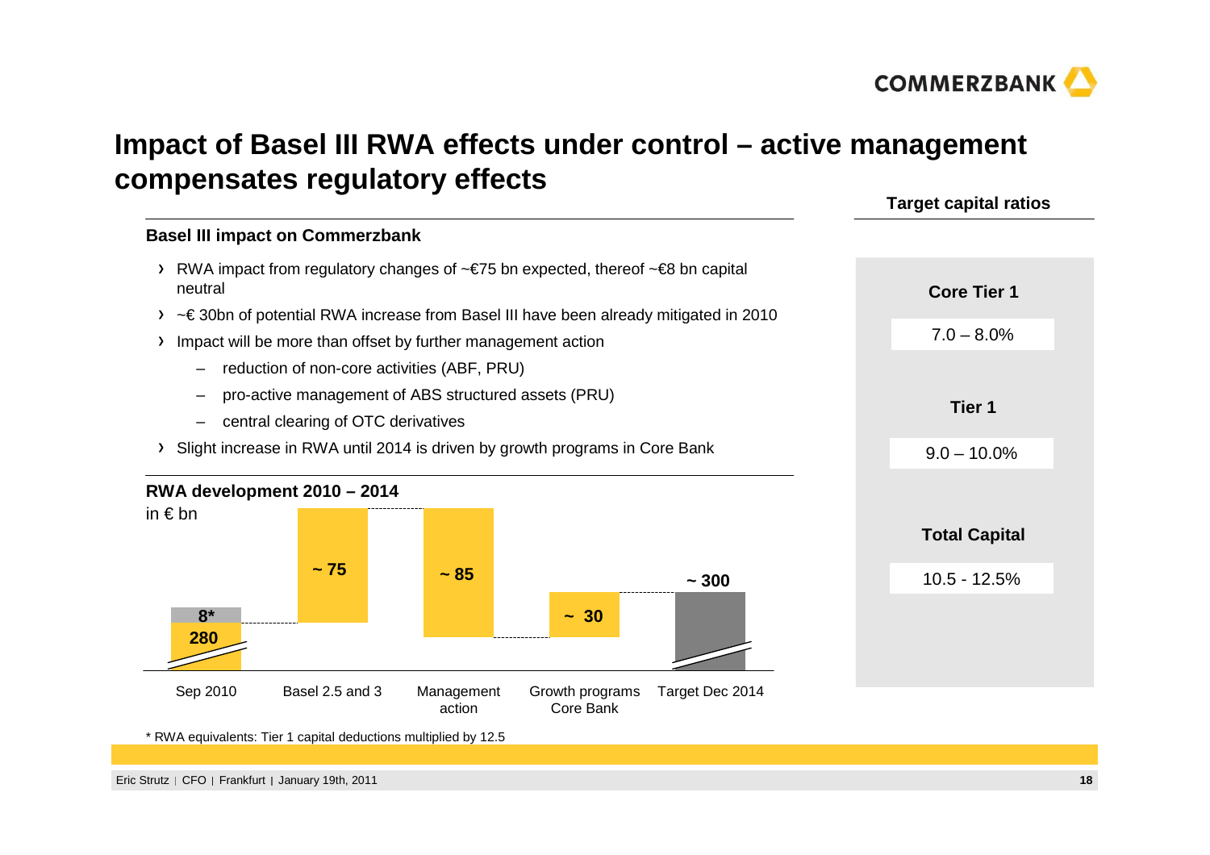# Impact of Basel III RWA effects under control – active management compensates regulatory effects

## Basel III impact on Commerzbank

- RWA impact from regulatory changes of ~€75 bn expected, thereof ~€8 bn capital neutral
- ~€ 30bn of potential RWA increase from Basel III have been already mitigated in 2010
- Impact will be more than offset by further management action
  - reduction of non-core activities (ABF, PRU)
  - pro-active management of ABS structured assets (PRU)
  - central clearing of OTC derivatives
- Slight increase in RWA until 2014 is driven by growth programs in Core Bank

## RWA development 2010 – 2014

in € bn

| Sep 2010 | Basel 2.5 and 3 | Management action | Growth programs Core Bank | Target Dec 2014 |
|---|---|---|---|---|
| 280 + 8* | ~ 75 | ~ 85 | ~ 30 | ~ 300 |

\* RWA equivalents: Tier 1 capital deductions multiplied by 12.5

## Target capital ratios

| | |
|---|---|
| Core Tier 1 | 7.0 – 8.0% |
| Tier 1 | 9.0 – 10.0% |
| Total Capital | 10.5 - 12.5% |

Eric Strutz | CFO | Frankfurt | January 19th, 2011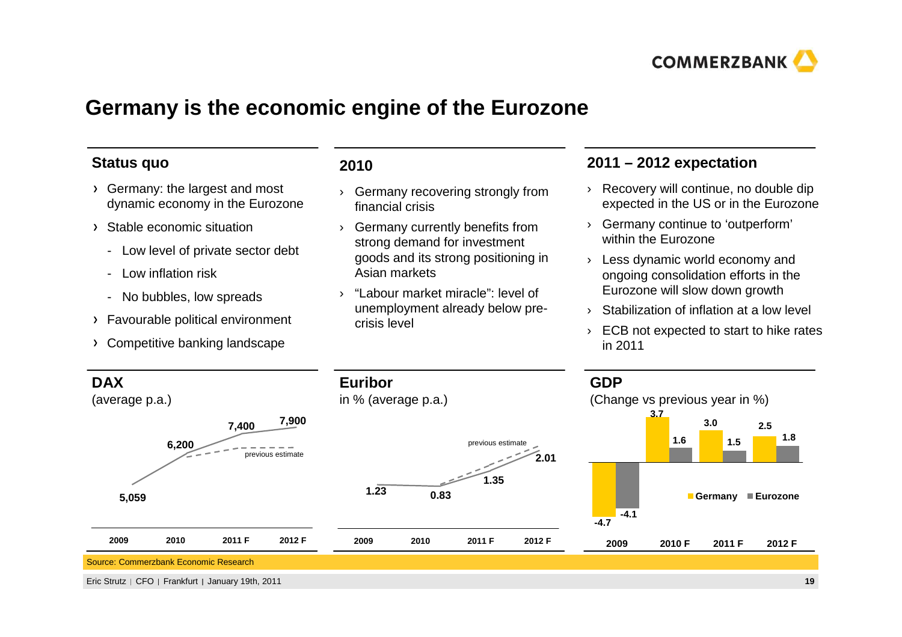# Germany is the economic engine of the Eurozone

## Status quo

- Germany: the largest and most dynamic economy in the Eurozone
- Stable economic situation
  - Low level of private sector debt
  - Low inflation risk
  - No bubbles, low spreads
- Favourable political environment
- Competitive banking landscape

## 2010

- Germany recovering strongly from financial crisis
- Germany currently benefits from strong demand for investment goods and its strong positioning in Asian markets
- "Labour market miracle": level of unemployment already below pre-crisis level

## 2011 – 2012 expectation

- Recovery will continue, no double dip expected in the US or in the Eurozone
- Germany continue to 'outperform' within the Eurozone
- Less dynamic world economy and ongoing consolidation efforts in the Eurozone will slow down growth
- Stabilization of inflation at a low level
- ECB not expected to start to hike rates in 2011

## DAX

(average p.a.)

| 2009 | 2010 | 2011 F | 2012 F |
|---|---|---|---|
| 5,059 | 6,200 | 7,400 | 7,900 |

(dashed line: previous estimate)

## Euribor

in % (average p.a.)

| 2009 | 2010 | 2011 F | 2012 F |
|---|---|---|---|
| 1.23 | 0.83 | 1.35 | 2.01 |

(dashed line: previous estimate)

## GDP

(Change vs previous year in %)

| | 2009 | 2010 F | 2011 F | 2012 F |
|---|---|---|---|---|
| Germany | -4.7 | 3.7 | 3.0 | 2.5 |
| Eurozone | -4.1 | 1.6 | 1.5 | 1.8 |

Source: Commerzbank Economic Research

Eric Strutz | CFO | Frankfurt | January 19th, 2011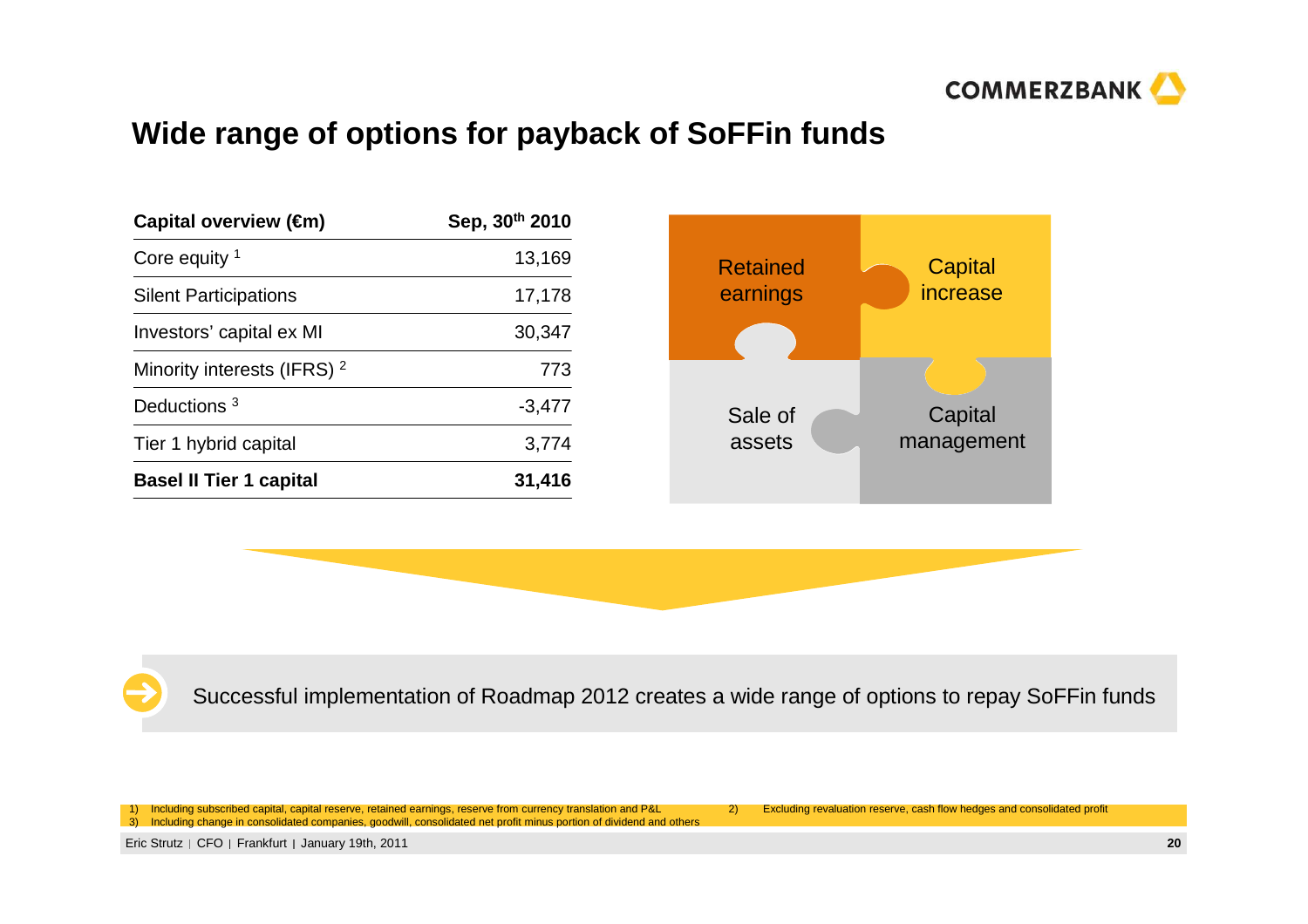## Wide range of options for payback of SoFFin funds

| Capital overview (€m) | Sep, 30th 2010 |
|---|---|
| Core equity [1] | 13,169 |
| Silent Participations | 17,178 |
| Investors' capital ex MI | 30,347 |
| Minority interests (IFRS) [2] | 773 |
| Deductions [3] | -3,477 |
| Tier 1 hybrid capital | 3,774 |
| **Basel II Tier 1 capital** | **31,416** |

Retained earnings

Capital increase

Sale of assets

Capital management

Successful implementation of Roadmap 2012 creates a wide range of options to repay SoFFin funds

1) Including subscribed capital, capital reserve, retained earnings, reserve from currency translation and P&L
2) Excluding revaluation reserve, cash flow hedges and consolidated profit
3) Including change in consolidated companies, goodwill, consolidated net profit minus portion of dividend and others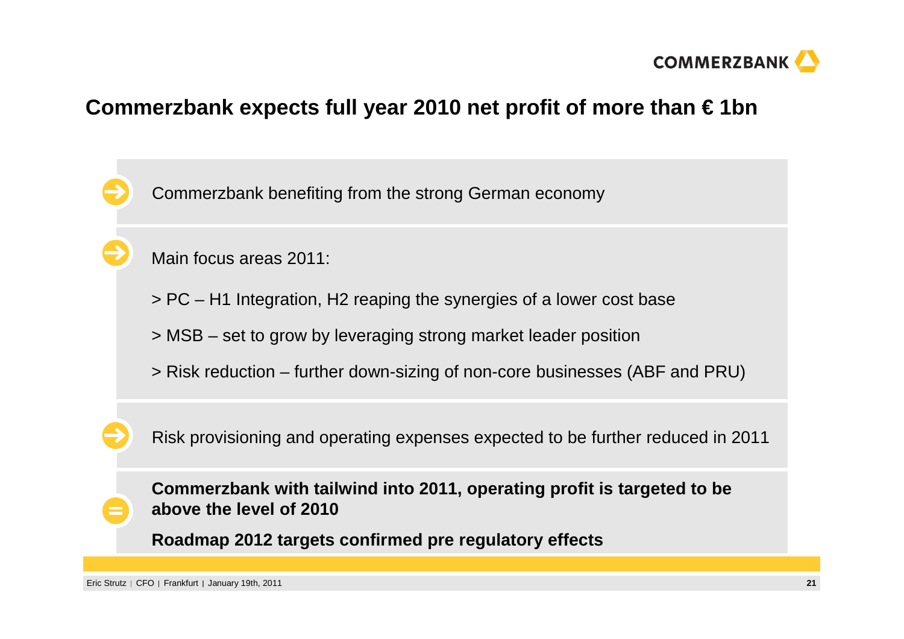# Commerzbank expects full year 2010 net profit of more than € 1bn

- Commerzbank benefiting from the strong German economy

- Main focus areas 2011:

  > PC – H1 Integration, H2 reaping the synergies of a lower cost base

  > MSB – set to grow by leveraging strong market leader position

  > Risk reduction – further down-sizing of non-core businesses (ABF and PRU)

- Risk provisioning and operating expenses expected to be further reduced in 2011

**Commerzbank with tailwind into 2011, operating profit is targeted to be above the level of 2010**

**Roadmap 2012 targets confirmed pre regulatory effects**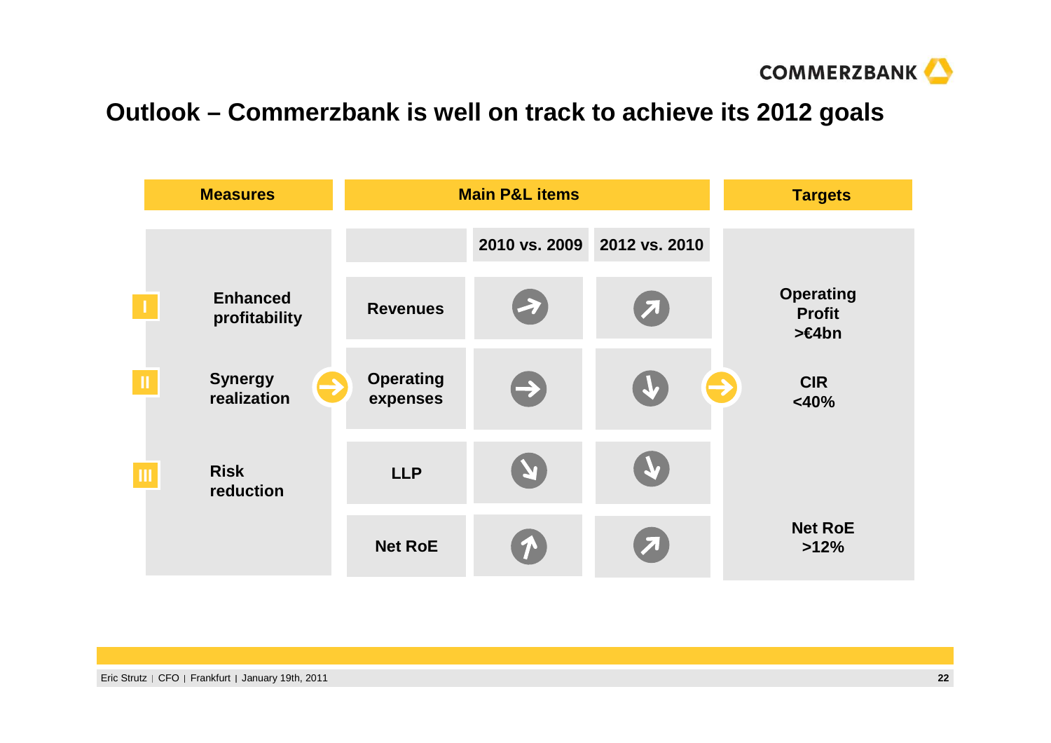# Outlook – Commerzbank is well on track to achieve its 2012 goals

| Measures | Main P&L items | 2010 vs. 2009 | 2012 vs. 2010 | Targets |
|---|---|---|---|---|
| I Enhanced profitability | Revenues | → | ↗ | Operating Profit >€4bn |
| II Synergy realization | Operating expenses | → | ↓ | CIR <40% |
| III Risk reduction | LLP | ↘ | ↓ | |
| | Net RoE | ↑ | ↗ | Net RoE >12% |

Eric Strutz | CFO | Frankfurt | January 19th, 2011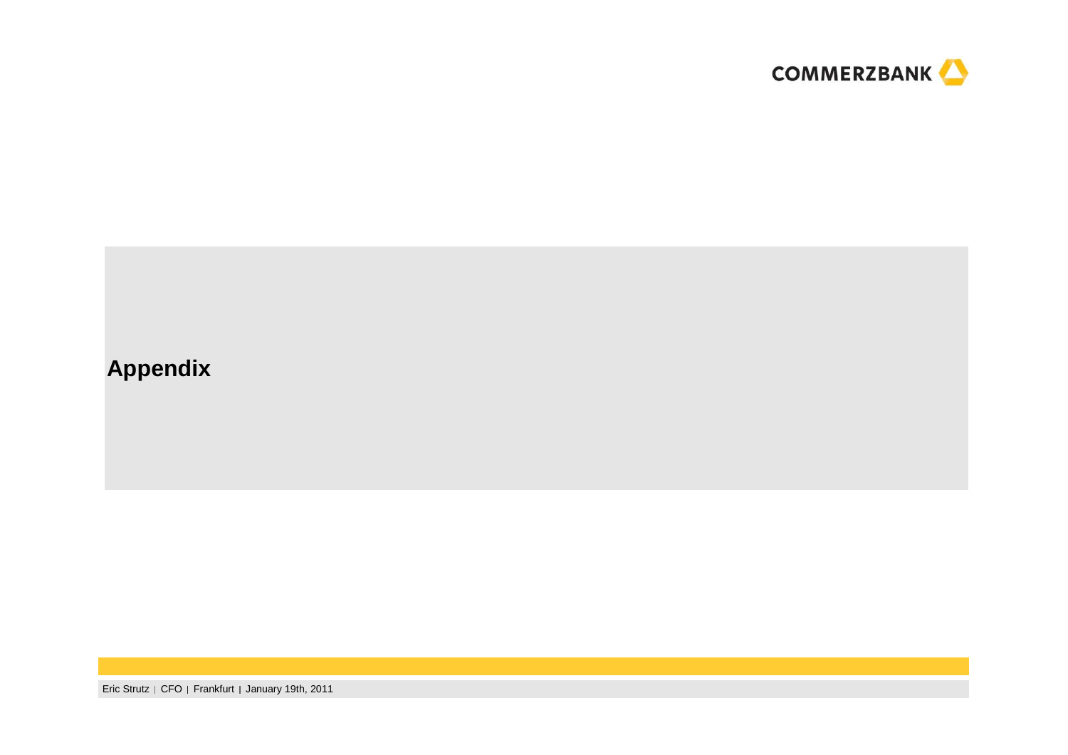# Appendix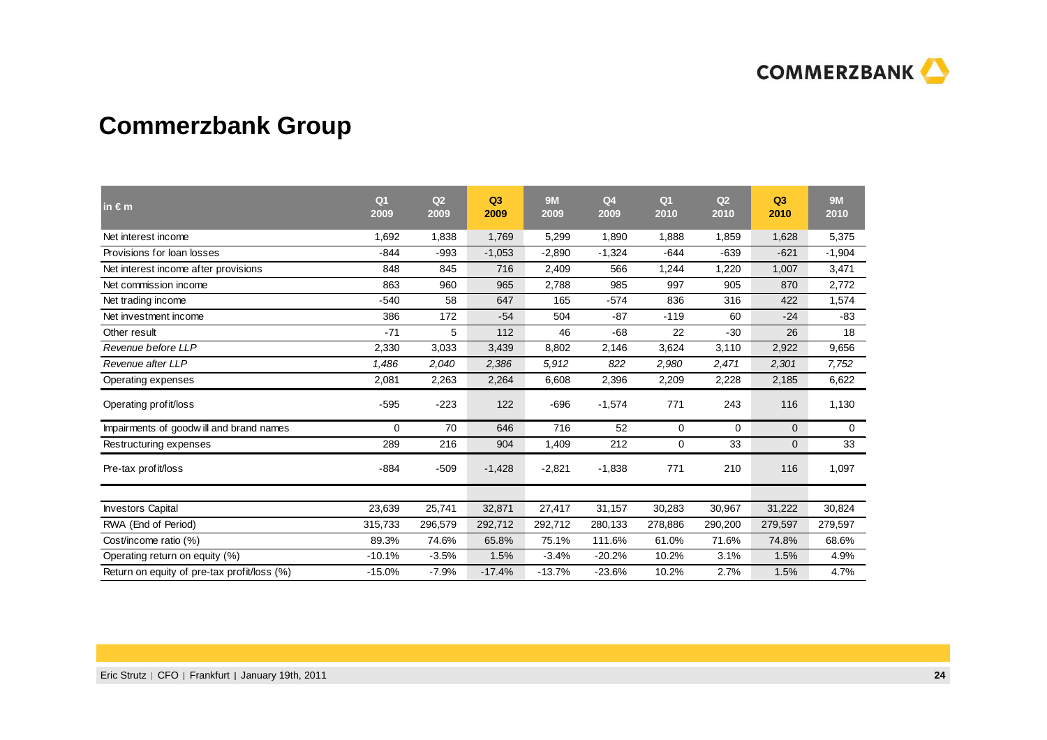# Commerzbank Group

| in € m | Q1 2009 | Q2 2009 | Q3 2009 | 9M 2009 | Q4 2009 | Q1 2010 | Q2 2010 | Q3 2010 | 9M 2010 |
|---|---|---|---|---|---|---|---|---|---|
| Net interest income | 1,692 | 1,838 | 1,769 | 5,299 | 1,890 | 1,888 | 1,859 | 1,628 | 5,375 |
| Provisions for loan losses | -844 | -993 | -1,053 | -2,890 | -1,324 | -644 | -639 | -621 | -1,904 |
| Net interest income after provisions | 848 | 845 | 716 | 2,409 | 566 | 1,244 | 1,220 | 1,007 | 3,471 |
| Net commission income | 863 | 960 | 965 | 2,788 | 985 | 997 | 905 | 870 | 2,772 |
| Net trading income | -540 | 58 | 647 | 165 | -574 | 836 | 316 | 422 | 1,574 |
| Net investment income | 386 | 172 | -54 | 504 | -87 | -119 | 60 | -24 | -83 |
| Other result | -71 | 5 | 112 | 46 | -68 | 22 | -30 | 26 | 18 |
| *Revenue before LLP* | 2,330 | 3,033 | 3,439 | 8,802 | 2,146 | 3,624 | 3,110 | 2,922 | 9,656 |
| *Revenue after LLP* | *1,486* | *2,040* | *2,386* | *5,912* | *822* | *2,980* | *2,471* | *2,301* | *7,752* |
| Operating expenses | 2,081 | 2,263 | 2,264 | 6,608 | 2,396 | 2,209 | 2,228 | 2,185 | 6,622 |
| Operating profit/loss | -595 | -223 | 122 | -696 | -1,574 | 771 | 243 | 116 | 1,130 |
| Impairments of goodwill and brand names | 0 | 70 | 646 | 716 | 52 | 0 | 0 | 0 | 0 |
| Restructuring expenses | 289 | 216 | 904 | 1,409 | 212 | 0 | 33 | 0 | 33 |
| Pre-tax profit/loss | -884 | -509 | -1,428 | -2,821 | -1,838 | 771 | 210 | 116 | 1,097 |
| | | | | | | | | | |
| Investors Capital | 23,639 | 25,741 | 32,871 | 27,417 | 31,157 | 30,283 | 30,967 | 31,222 | 30,824 |
| RWA (End of Period) | 315,733 | 296,579 | 292,712 | 292,712 | 280,133 | 278,886 | 290,200 | 279,597 | 279,597 |
| Cost/income ratio (%) | 89.3% | 74.6% | 65.8% | 75.1% | 111.6% | 61.0% | 71.6% | 74.8% | 68.6% |
| Operating return on equity (%) | -10.1% | -3.5% | 1.5% | -3.4% | -20.2% | 10.2% | 3.1% | 1.5% | 4.9% |
| Return on equity of pre-tax profit/loss (%) | -15.0% | -7.9% | -17.4% | -13.7% | -23.6% | 10.2% | 2.7% | 1.5% | 4.7% |

Eric Strutz | CFO | Frankfurt | January 19th, 2011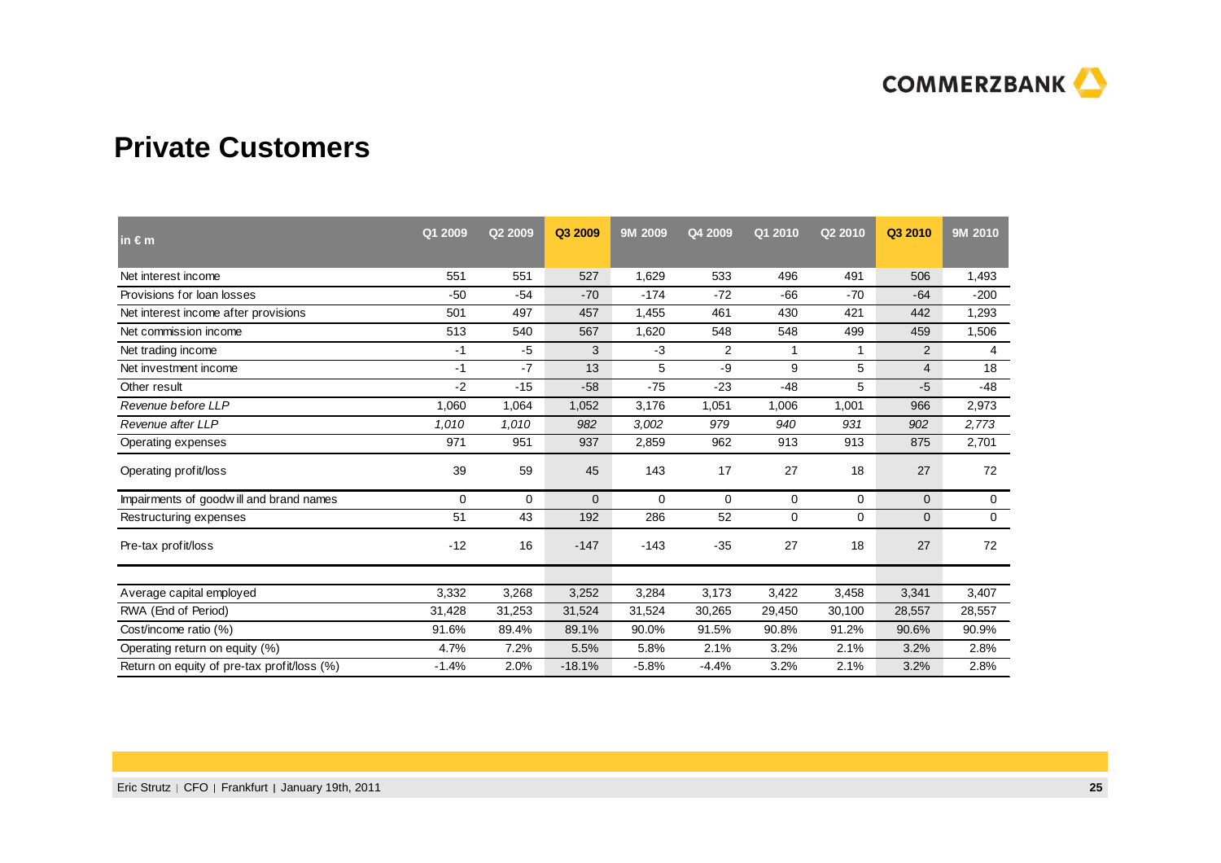## Private Customers

| in € m | Q1 2009 | Q2 2009 | Q3 2009 | 9M 2009 | Q4 2009 | Q1 2010 | Q2 2010 | Q3 2010 | 9M 2010 |
|---|---|---|---|---|---|---|---|---|---|
| Net interest income | 551 | 551 | 527 | 1,629 | 533 | 496 | 491 | 506 | 1,493 |
| Provisions for loan losses | -50 | -54 | -70 | -174 | -72 | -66 | -70 | -64 | -200 |
| Net interest income after provisions | 501 | 497 | 457 | 1,455 | 461 | 430 | 421 | 442 | 1,293 |
| Net commission income | 513 | 540 | 567 | 1,620 | 548 | 548 | 499 | 459 | 1,506 |
| Net trading income | -1 | -5 | 3 | -3 | 2 | 1 | 1 | 2 | 4 |
| Net investment income | -1 | -7 | 13 | 5 | -9 | 9 | 5 | 4 | 18 |
| Other result | -2 | -15 | -58 | -75 | -23 | -48 | 5 | -5 | -48 |
| *Revenue before LLP* | 1,060 | 1,064 | 1,052 | 3,176 | 1,051 | 1,006 | 1,001 | 966 | 2,973 |
| *Revenue after LLP* | *1,010* | *1,010* | *982* | *3,002* | *979* | *940* | *931* | *902* | *2,773* |
| Operating expenses | 971 | 951 | 937 | 2,859 | 962 | 913 | 913 | 875 | 2,701 |
| Operating profit/loss | 39 | 59 | 45 | 143 | 17 | 27 | 18 | 27 | 72 |
| Impairments of goodwill and brand names | 0 | 0 | 0 | 0 | 0 | 0 | 0 | 0 | 0 |
| Restructuring expenses | 51 | 43 | 192 | 286 | 52 | 0 | 0 | 0 | 0 |
| Pre-tax profit/loss | -12 | 16 | -147 | -143 | -35 | 27 | 18 | 27 | 72 |
| | | | | | | | | | |
| Average capital employed | 3,332 | 3,268 | 3,252 | 3,284 | 3,173 | 3,422 | 3,458 | 3,341 | 3,407 |
| RWA (End of Period) | 31,428 | 31,253 | 31,524 | 31,524 | 30,265 | 29,450 | 30,100 | 28,557 | 28,557 |
| Cost/income ratio (%) | 91.6% | 89.4% | 89.1% | 90.0% | 91.5% | 90.8% | 91.2% | 90.6% | 90.9% |
| Operating return on equity (%) | 4.7% | 7.2% | 5.5% | 5.8% | 2.1% | 3.2% | 2.1% | 3.2% | 2.8% |
| Return on equity of pre-tax profit/loss (%) | -1.4% | 2.0% | -18.1% | -5.8% | -4.4% | 3.2% | 2.1% | 3.2% | 2.8% |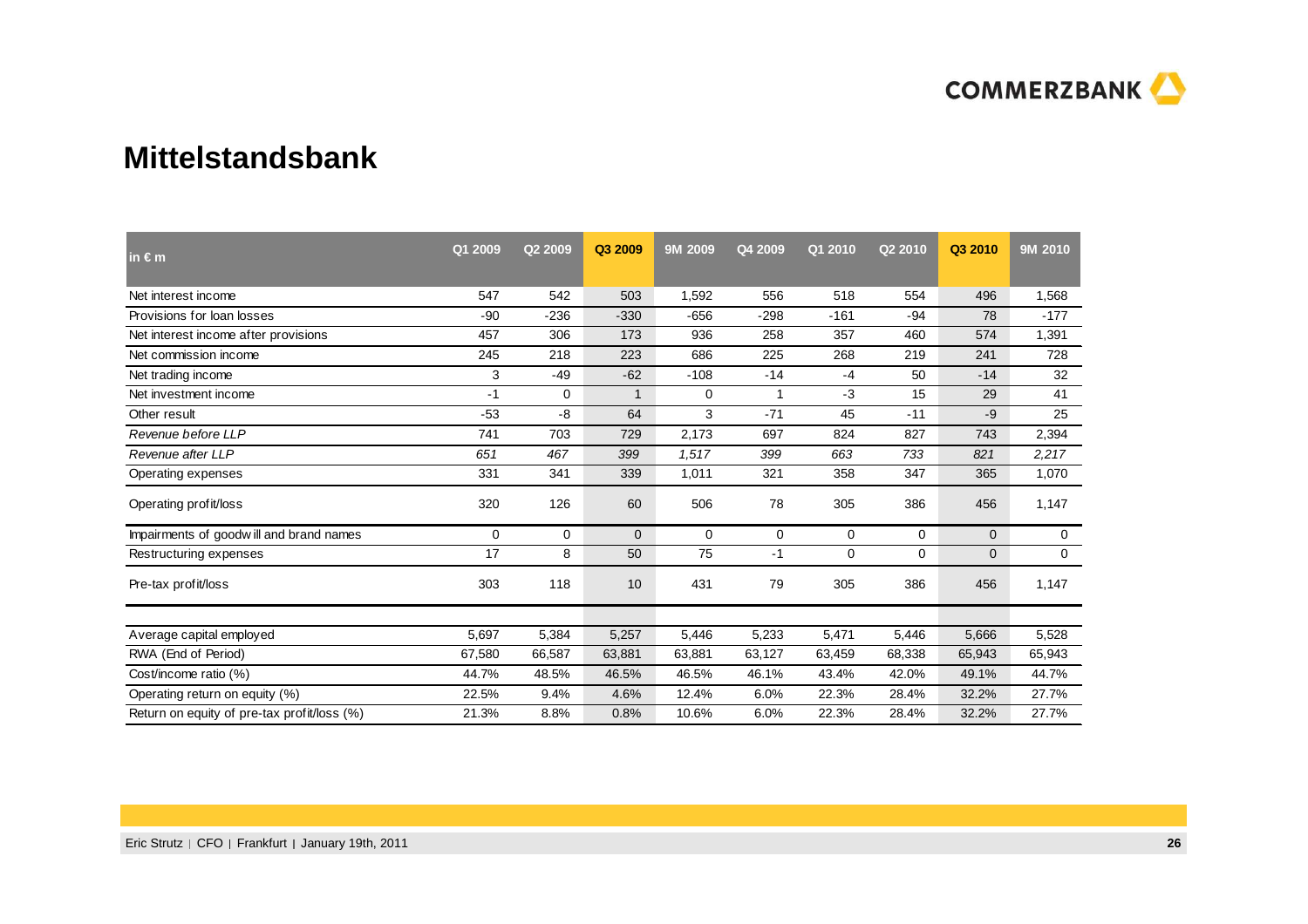# Mittelstandsbank

| in € m | Q1 2009 | Q2 2009 | Q3 2009 | 9M 2009 | Q4 2009 | Q1 2010 | Q2 2010 | Q3 2010 | 9M 2010 |
|---|---|---|---|---|---|---|---|---|---|
| Net interest income | 547 | 542 | 503 | 1,592 | 556 | 518 | 554 | 496 | 1,568 |
| Provisions for loan losses | -90 | -236 | -330 | -656 | -298 | -161 | -94 | 78 | -177 |
| Net interest income after provisions | 457 | 306 | 173 | 936 | 258 | 357 | 460 | 574 | 1,391 |
| Net commission income | 245 | 218 | 223 | 686 | 225 | 268 | 219 | 241 | 728 |
| Net trading income | 3 | -49 | -62 | -108 | -14 | -4 | 50 | -14 | 32 |
| Net investment income | -1 | 0 | 1 | 0 | 1 | -3 | 15 | 29 | 41 |
| Other result | -53 | -8 | 64 | 3 | -71 | 45 | -11 | -9 | 25 |
| *Revenue before LLP* | 741 | 703 | 729 | 2,173 | 697 | 824 | 827 | 743 | 2,394 |
| *Revenue after LLP* | *651* | *467* | *399* | *1,517* | *399* | *663* | *733* | *821* | *2,217* |
| Operating expenses | 331 | 341 | 339 | 1,011 | 321 | 358 | 347 | 365 | 1,070 |
| Operating profit/loss | 320 | 126 | 60 | 506 | 78 | 305 | 386 | 456 | 1,147 |
| Impairments of goodwill and brand names | 0 | 0 | 0 | 0 | 0 | 0 | 0 | 0 | 0 |
| Restructuring expenses | 17 | 8 | 50 | 75 | -1 | 0 | 0 | 0 | 0 |
| Pre-tax profit/loss | 303 | 118 | 10 | 431 | 79 | 305 | 386 | 456 | 1,147 |
| | | | | | | | | | |
| Average capital employed | 5,697 | 5,384 | 5,257 | 5,446 | 5,233 | 5,471 | 5,446 | 5,666 | 5,528 |
| RWA (End of Period) | 67,580 | 66,587 | 63,881 | 63,881 | 63,127 | 63,459 | 68,338 | 65,943 | 65,943 |
| Cost/income ratio (%) | 44.7% | 48.5% | 46.5% | 46.5% | 46.1% | 43.4% | 42.0% | 49.1% | 44.7% |
| Operating return on equity (%) | 22.5% | 9.4% | 4.6% | 12.4% | 6.0% | 22.3% | 28.4% | 32.2% | 27.7% |
| Return on equity of pre-tax profit/loss (%) | 21.3% | 8.8% | 0.8% | 10.6% | 6.0% | 22.3% | 28.4% | 32.2% | 27.7% |

Eric Strutz | CFO | Frankfurt | January 19th, 2011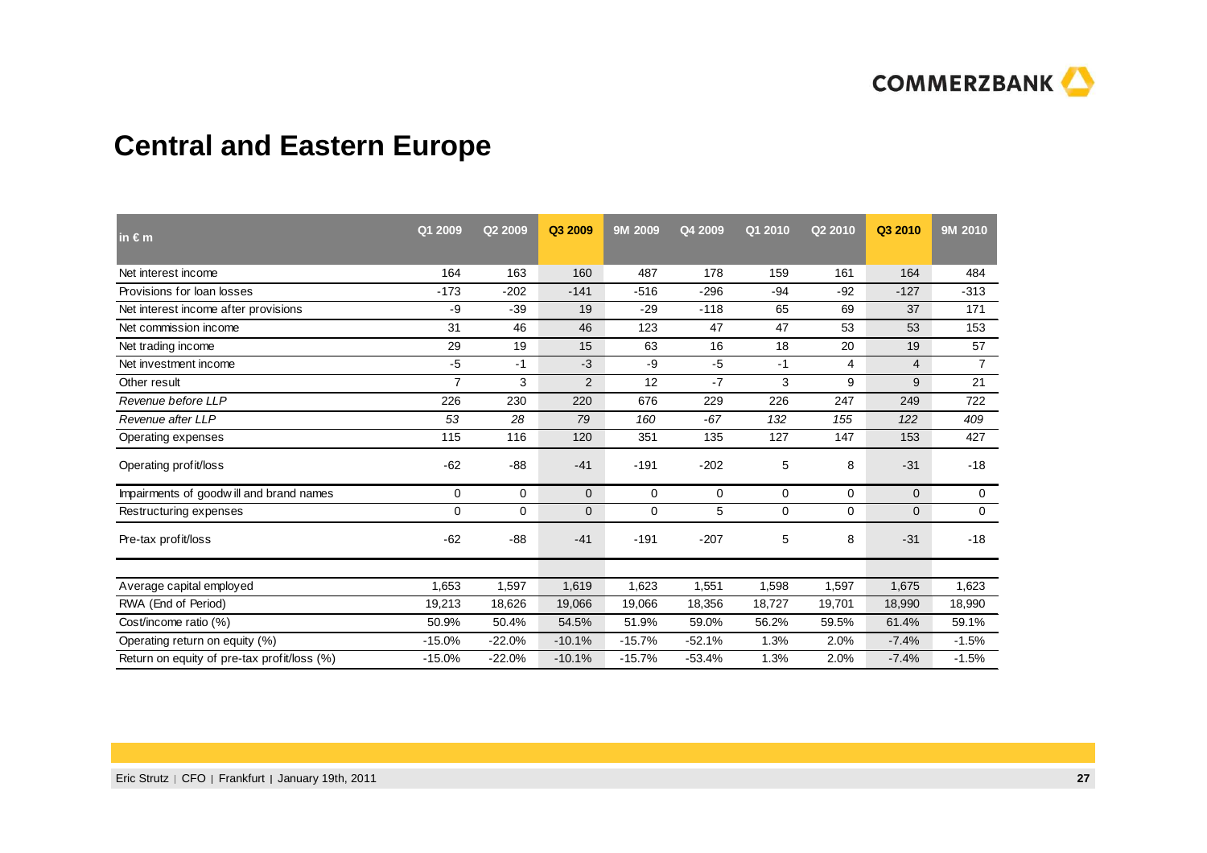# Central and Eastern Europe

| in € m | Q1 2009 | Q2 2009 | Q3 2009 | 9M 2009 | Q4 2009 | Q1 2010 | Q2 2010 | Q3 2010 | 9M 2010 |
|---|---|---|---|---|---|---|---|---|---|
| Net interest income | 164 | 163 | 160 | 487 | 178 | 159 | 161 | 164 | 484 |
| Provisions for loan losses | -173 | -202 | -141 | -516 | -296 | -94 | -92 | -127 | -313 |
| Net interest income after provisions | -9 | -39 | 19 | -29 | -118 | 65 | 69 | 37 | 171 |
| Net commission income | 31 | 46 | 46 | 123 | 47 | 47 | 53 | 53 | 153 |
| Net trading income | 29 | 19 | 15 | 63 | 16 | 18 | 20 | 19 | 57 |
| Net investment income | -5 | -1 | -3 | -9 | -5 | -1 | 4 | 4 | 7 |
| Other result | 7 | 3 | 2 | 12 | -7 | 3 | 9 | 9 | 21 |
| *Revenue before LLP* | 226 | 230 | 220 | 676 | 229 | 226 | 247 | 249 | 722 |
| *Revenue after LLP* | *53* | *28* | *79* | *160* | *-67* | *132* | *155* | *122* | *409* |
| Operating expenses | 115 | 116 | 120 | 351 | 135 | 127 | 147 | 153 | 427 |
| Operating profit/loss | -62 | -88 | -41 | -191 | -202 | 5 | 8 | -31 | -18 |
| Impairments of goodwill and brand names | 0 | 0 | 0 | 0 | 0 | 0 | 0 | 0 | 0 |
| Restructuring expenses | 0 | 0 | 0 | 0 | 5 | 0 | 0 | 0 | 0 |
| Pre-tax profit/loss | -62 | -88 | -41 | -191 | -207 | 5 | 8 | -31 | -18 |
| | | | | | | | | | |
| Average capital employed | 1,653 | 1,597 | 1,619 | 1,623 | 1,551 | 1,598 | 1,597 | 1,675 | 1,623 |
| RWA (End of Period) | 19,213 | 18,626 | 19,066 | 19,066 | 18,356 | 18,727 | 19,701 | 18,990 | 18,990 |
| Cost/income ratio (%) | 50.9% | 50.4% | 54.5% | 51.9% | 59.0% | 56.2% | 59.5% | 61.4% | 59.1% |
| Operating return on equity (%) | -15.0% | -22.0% | -10.1% | -15.7% | -52.1% | 1.3% | 2.0% | -7.4% | -1.5% |
| Return on equity of pre-tax profit/loss (%) | -15.0% | -22.0% | -10.1% | -15.7% | -53.4% | 1.3% | 2.0% | -7.4% | -1.5% |

Eric Strutz | CFO | Frankfurt | January 19th, 2011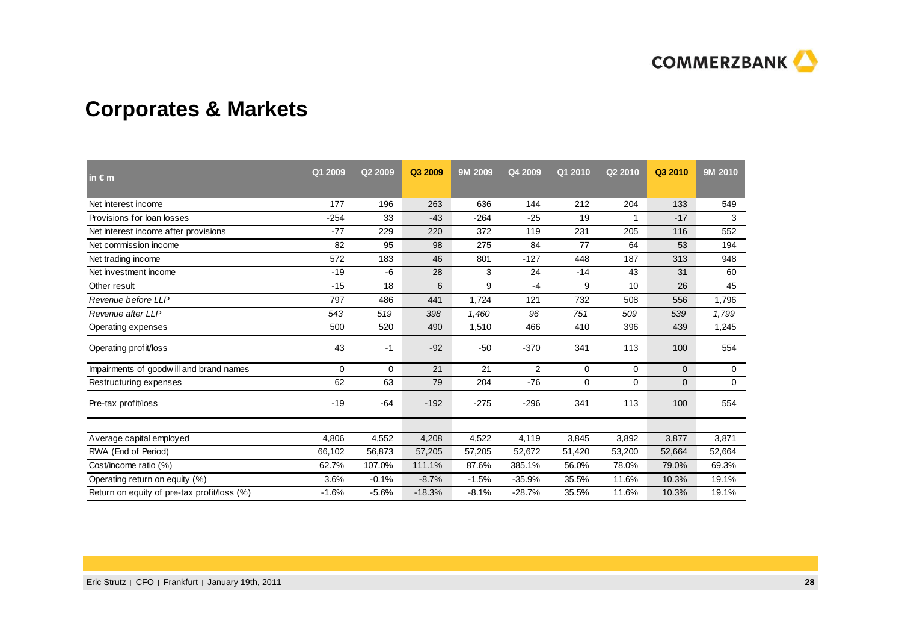## Corporates & Markets

| in € m | Q1 2009 | Q2 2009 | Q3 2009 | 9M 2009 | Q4 2009 | Q1 2010 | Q2 2010 | Q3 2010 | 9M 2010 |
|---|---|---|---|---|---|---|---|---|---|
| Net interest income | 177 | 196 | 263 | 636 | 144 | 212 | 204 | 133 | 549 |
| Provisions for loan losses | -254 | 33 | -43 | -264 | -25 | 19 | 1 | -17 | 3 |
| Net interest income after provisions | -77 | 229 | 220 | 372 | 119 | 231 | 205 | 116 | 552 |
| Net commission income | 82 | 95 | 98 | 275 | 84 | 77 | 64 | 53 | 194 |
| Net trading income | 572 | 183 | 46 | 801 | -127 | 448 | 187 | 313 | 948 |
| Net investment income | -19 | -6 | 28 | 3 | 24 | -14 | 43 | 31 | 60 |
| Other result | -15 | 18 | 6 | 9 | -4 | 9 | 10 | 26 | 45 |
| *Revenue before LLP* | 797 | 486 | 441 | 1,724 | 121 | 732 | 508 | 556 | 1,796 |
| *Revenue after LLP* | *543* | *519* | *398* | *1,460* | *96* | *751* | *509* | *539* | *1,799* |
| Operating expenses | 500 | 520 | 490 | 1,510 | 466 | 410 | 396 | 439 | 1,245 |
| Operating profit/loss | 43 | -1 | -92 | -50 | -370 | 341 | 113 | 100 | 554 |
| Impairments of goodwill and brand names | 0 | 0 | 21 | 21 | 2 | 0 | 0 | 0 | 0 |
| Restructuring expenses | 62 | 63 | 79 | 204 | -76 | 0 | 0 | 0 | 0 |
| Pre-tax profit/loss | -19 | -64 | -192 | -275 | -296 | 341 | 113 | 100 | 554 |
| | | | | | | | | | |
| Average capital employed | 4,806 | 4,552 | 4,208 | 4,522 | 4,119 | 3,845 | 3,892 | 3,877 | 3,871 |
| RWA (End of Period) | 66,102 | 56,873 | 57,205 | 57,205 | 52,672 | 51,420 | 53,200 | 52,664 | 52,664 |
| Cost/income ratio (%) | 62.7% | 107.0% | 111.1% | 87.6% | 385.1% | 56.0% | 78.0% | 79.0% | 69.3% |
| Operating return on equity (%) | 3.6% | -0.1% | -8.7% | -1.5% | -35.9% | 35.5% | 11.6% | 10.3% | 19.1% |
| Return on equity of pre-tax profit/loss (%) | -1.6% | -5.6% | -18.3% | -8.1% | -28.7% | 35.5% | 11.6% | 10.3% | 19.1% |

Eric Strutz | CFO | Frankfurt | January 19th, 2011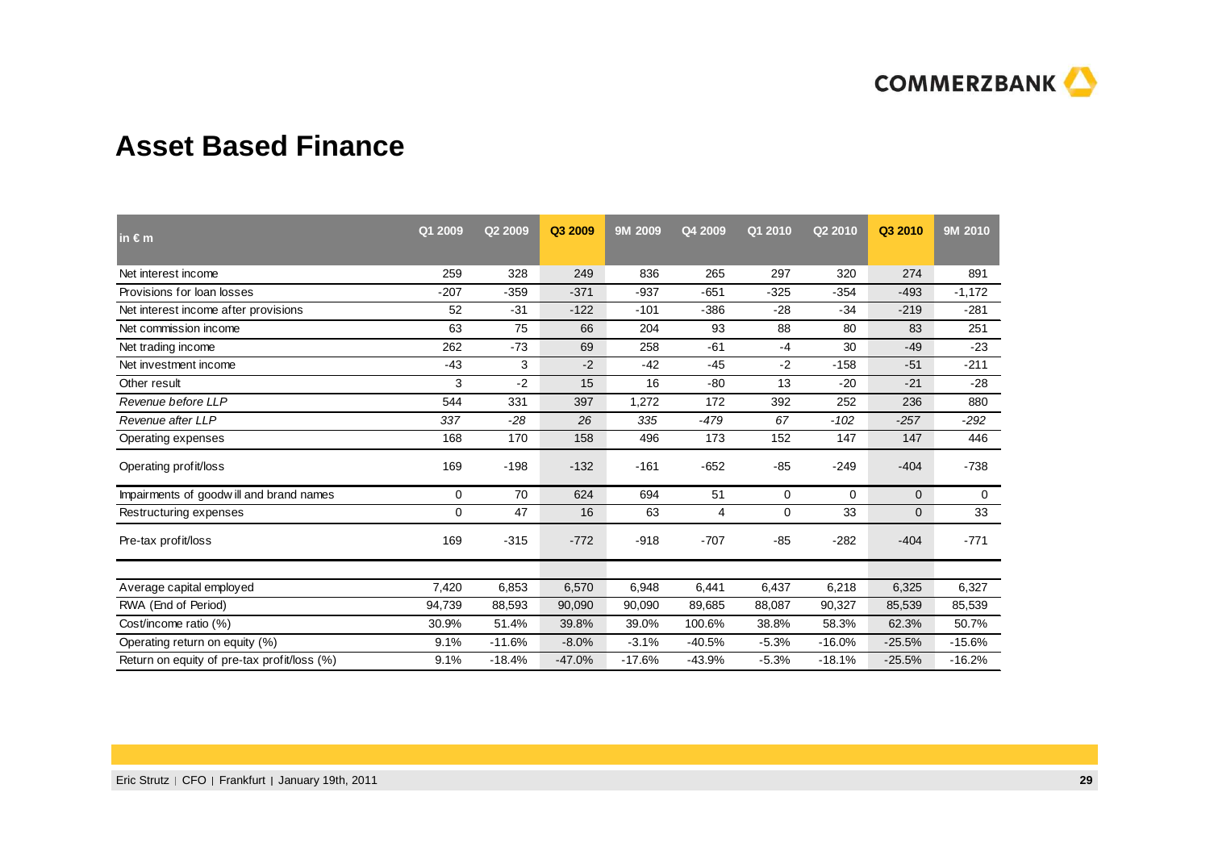# Asset Based Finance

| in € m | Q1 2009 | Q2 2009 | Q3 2009 | 9M 2009 | Q4 2009 | Q1 2010 | Q2 2010 | Q3 2010 | 9M 2010 |
|---|---|---|---|---|---|---|---|---|---|
| Net interest income | 259 | 328 | 249 | 836 | 265 | 297 | 320 | 274 | 891 |
| Provisions for loan losses | -207 | -359 | -371 | -937 | -651 | -325 | -354 | -493 | -1,172 |
| Net interest income after provisions | 52 | -31 | -122 | -101 | -386 | -28 | -34 | -219 | -281 |
| Net commission income | 63 | 75 | 66 | 204 | 93 | 88 | 80 | 83 | 251 |
| Net trading income | 262 | -73 | 69 | 258 | -61 | -4 | 30 | -49 | -23 |
| Net investment income | -43 | 3 | -2 | -42 | -45 | -2 | -158 | -51 | -211 |
| Other result | 3 | -2 | 15 | 16 | -80 | 13 | -20 | -21 | -28 |
| *Revenue before LLP* | 544 | 331 | 397 | 1,272 | 172 | 392 | 252 | 236 | 880 |
| *Revenue after LLP* | *337* | *-28* | *26* | *335* | *-479* | *67* | *-102* | *-257* | *-292* |
| Operating expenses | 168 | 170 | 158 | 496 | 173 | 152 | 147 | 147 | 446 |
| Operating profit/loss | 169 | -198 | -132 | -161 | -652 | -85 | -249 | -404 | -738 |
| Impairments of goodwill and brand names | 0 | 70 | 624 | 694 | 51 | 0 | 0 | 0 | 0 |
| Restructuring expenses | 0 | 47 | 16 | 63 | 4 | 0 | 33 | 0 | 33 |
| Pre-tax profit/loss | 169 | -315 | -772 | -918 | -707 | -85 | -282 | -404 | -771 |
| | | | | | | | | | |
| Average capital employed | 7,420 | 6,853 | 6,570 | 6,948 | 6,441 | 6,437 | 6,218 | 6,325 | 6,327 |
| RWA (End of Period) | 94,739 | 88,593 | 90,090 | 90,090 | 89,685 | 88,087 | 90,327 | 85,539 | 85,539 |
| Cost/income ratio (%) | 30.9% | 51.4% | 39.8% | 39.0% | 100.6% | 38.8% | 58.3% | 62.3% | 50.7% |
| Operating return on equity (%) | 9.1% | -11.6% | -8.0% | -3.1% | -40.5% | -5.3% | -16.0% | -25.5% | -15.6% |
| Return on equity of pre-tax profit/loss (%) | 9.1% | -18.4% | -47.0% | -17.6% | -43.9% | -5.3% | -18.1% | -25.5% | -16.2% |

Eric Strutz | CFO | Frankfurt | January 19th, 2011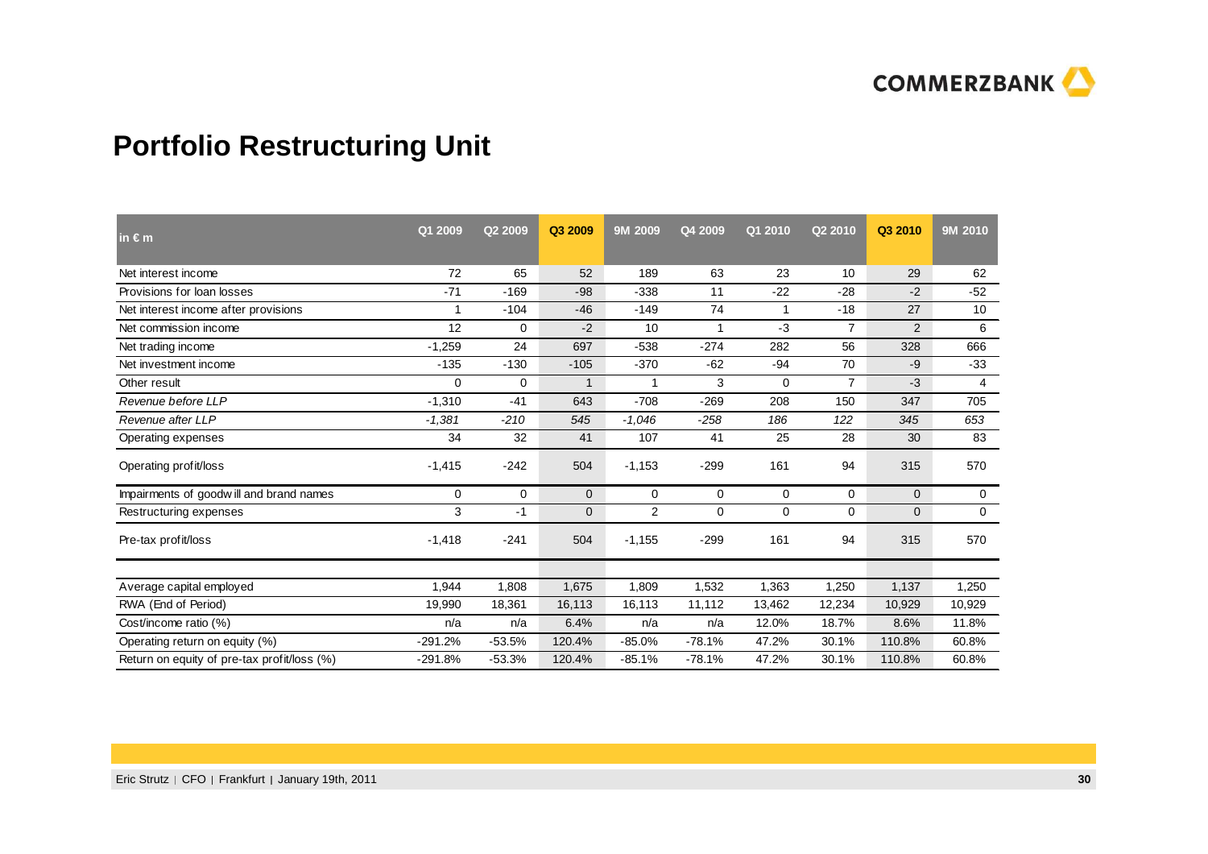# Portfolio Restructuring Unit

| in € m | Q1 2009 | Q2 2009 | Q3 2009 | 9M 2009 | Q4 2009 | Q1 2010 | Q2 2010 | Q3 2010 | 9M 2010 |
|---|---|---|---|---|---|---|---|---|---|
| Net interest income | 72 | 65 | 52 | 189 | 63 | 23 | 10 | 29 | 62 |
| Provisions for loan losses | -71 | -169 | -98 | -338 | 11 | -22 | -28 | -2 | -52 |
| Net interest income after provisions | 1 | -104 | -46 | -149 | 74 | 1 | -18 | 27 | 10 |
| Net commission income | 12 | 0 | -2 | 10 | 1 | -3 | 7 | 2 | 6 |
| Net trading income | -1,259 | 24 | 697 | -538 | -274 | 282 | 56 | 328 | 666 |
| Net investment income | -135 | -130 | -105 | -370 | -62 | -94 | 70 | -9 | -33 |
| Other result | 0 | 0 | 1 | 1 | 3 | 0 | 7 | -3 | 4 |
| *Revenue before LLP* | *-1,310* | *-41* | *643* | *-708* | *-269* | *208* | *150* | *347* | *705* |
| *Revenue after LLP* | *-1,381* | *-210* | *545* | *-1,046* | *-258* | *186* | *122* | *345* | *653* |
| Operating expenses | 34 | 32 | 41 | 107 | 41 | 25 | 28 | 30 | 83 |
| Operating profit/loss | -1,415 | -242 | 504 | -1,153 | -299 | 161 | 94 | 315 | 570 |
| Impairments of goodwill and brand names | 0 | 0 | 0 | 0 | 0 | 0 | 0 | 0 | 0 |
| Restructuring expenses | 3 | -1 | 0 | 2 | 0 | 0 | 0 | 0 | 0 |
| Pre-tax profit/loss | -1,418 | -241 | 504 | -1,155 | -299 | 161 | 94 | 315 | 570 |
| | | | | | | | | | |
| Average capital employed | 1,944 | 1,808 | 1,675 | 1,809 | 1,532 | 1,363 | 1,250 | 1,137 | 1,250 |
| RWA (End of Period) | 19,990 | 18,361 | 16,113 | 16,113 | 11,112 | 13,462 | 12,234 | 10,929 | 10,929 |
| Cost/income ratio (%) | n/a | n/a | 6.4% | n/a | n/a | 12.0% | 18.7% | 8.6% | 11.8% |
| Operating return on equity (%) | -291.2% | -53.5% | 120.4% | -85.0% | -78.1% | 47.2% | 30.1% | 110.8% | 60.8% |
| Return on equity of pre-tax profit/loss (%) | -291.8% | -53.3% | 120.4% | -85.1% | -78.1% | 47.2% | 30.1% | 110.8% | 60.8% |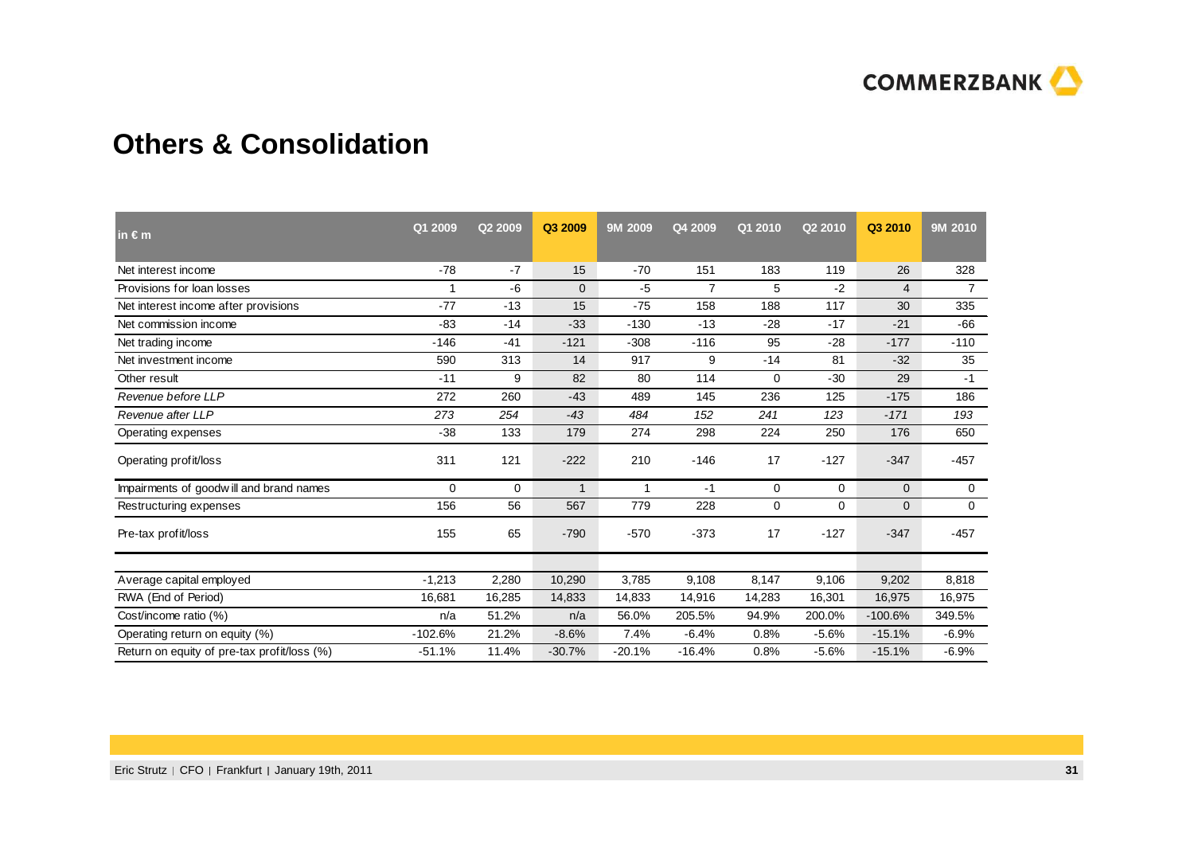# Others & Consolidation

| in € m | Q1 2009 | Q2 2009 | Q3 2009 | 9M 2009 | Q4 2009 | Q1 2010 | Q2 2010 | Q3 2010 | 9M 2010 |
|---|---|---|---|---|---|---|---|---|---|
| Net interest income | -78 | -7 | 15 | -70 | 151 | 183 | 119 | 26 | 328 |
| Provisions for loan losses | 1 | -6 | 0 | -5 | 7 | 5 | -2 | 4 | 7 |
| Net interest income after provisions | -77 | -13 | 15 | -75 | 158 | 188 | 117 | 30 | 335 |
| Net commission income | -83 | -14 | -33 | -130 | -13 | -28 | -17 | -21 | -66 |
| Net trading income | -146 | -41 | -121 | -308 | -116 | 95 | -28 | -177 | -110 |
| Net investment income | 590 | 313 | 14 | 917 | 9 | -14 | 81 | -32 | 35 |
| Other result | -11 | 9 | 82 | 80 | 114 | 0 | -30 | 29 | -1 |
| *Revenue before LLP* | 272 | 260 | -43 | 489 | 145 | 236 | 125 | -175 | 186 |
| *Revenue after LLP* | *273* | *254* | *-43* | *484* | *152* | *241* | *123* | *-171* | *193* |
| Operating expenses | -38 | 133 | 179 | 274 | 298 | 224 | 250 | 176 | 650 |
| Operating profit/loss | 311 | 121 | -222 | 210 | -146 | 17 | -127 | -347 | -457 |
| Impairments of goodwill and brand names | 0 | 0 | 1 | 1 | -1 | 0 | 0 | 0 | 0 |
| Restructuring expenses | 156 | 56 | 567 | 779 | 228 | 0 | 0 | 0 | 0 |
| Pre-tax profit/loss | 155 | 65 | -790 | -570 | -373 | 17 | -127 | -347 | -457 |
| | | | | | | | | | |
| Average capital employed | -1,213 | 2,280 | 10,290 | 3,785 | 9,108 | 8,147 | 9,106 | 9,202 | 8,818 |
| RWA (End of Period) | 16,681 | 16,285 | 14,833 | 14,833 | 14,916 | 14,283 | 16,301 | 16,975 | 16,975 |
| Cost/income ratio (%) | n/a | 51.2% | n/a | 56.0% | 205.5% | 94.9% | 200.0% | -100.6% | 349.5% |
| Operating return on equity (%) | -102.6% | 21.2% | -8.6% | 7.4% | -6.4% | 0.8% | -5.6% | -15.1% | -6.9% |
| Return on equity of pre-tax profit/loss (%) | -51.1% | 11.4% | -30.7% | -20.1% | -16.4% | 0.8% | -5.6% | -15.1% | -6.9% |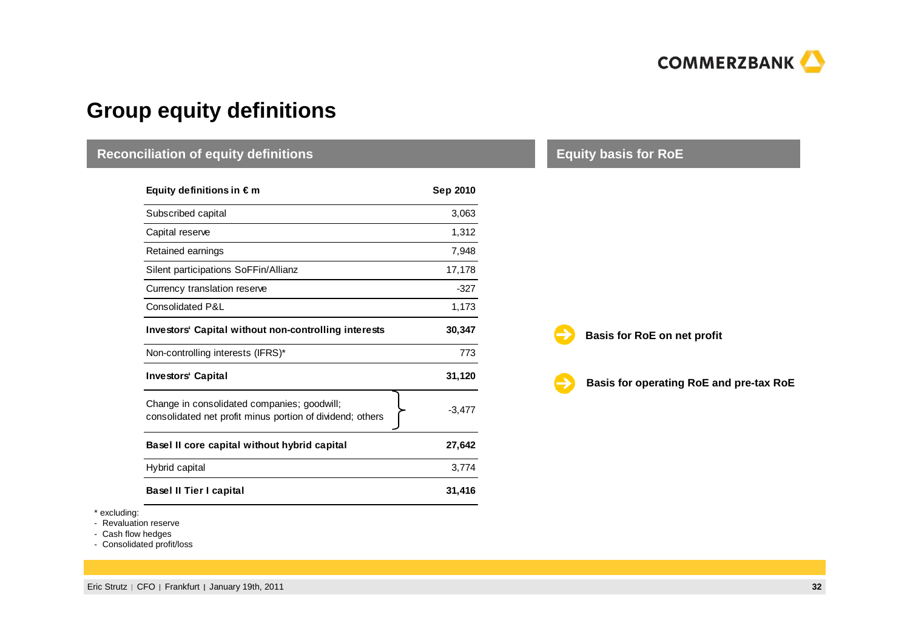# Group equity definitions

## Reconciliation of equity definitions

| Equity definitions in € m | Sep 2010 |
|---|---|
| Subscribed capital | 3,063 |
| Capital reserve | 1,312 |
| Retained earnings | 7,948 |
| Silent participations SoFFin/Allianz | 17,178 |
| Currency translation reserve | -327 |
| Consolidated P&L | 1,173 |
| **Investors' Capital without non-controlling interests** | **30,347** |
| Non-controlling interests (IFRS)* | 773 |
| **Investors' Capital** | **31,120** |
| Change in consolidated companies; goodwill; consolidated net profit minus portion of dividend; others | -3,477 |
| **Basel II core capital without hybrid capital** | **27,642** |
| Hybrid capital | 3,774 |
| **Basel II Tier I capital** | **31,416** |

\* excluding:
- Revaluation reserve
- Cash flow hedges
- Consolidated profit/loss

## Equity basis for RoE

- **Basis for RoE on net profit** (Investors' Capital without non-controlling interests)
- **Basis for operating RoE and pre-tax RoE** (Investors' Capital)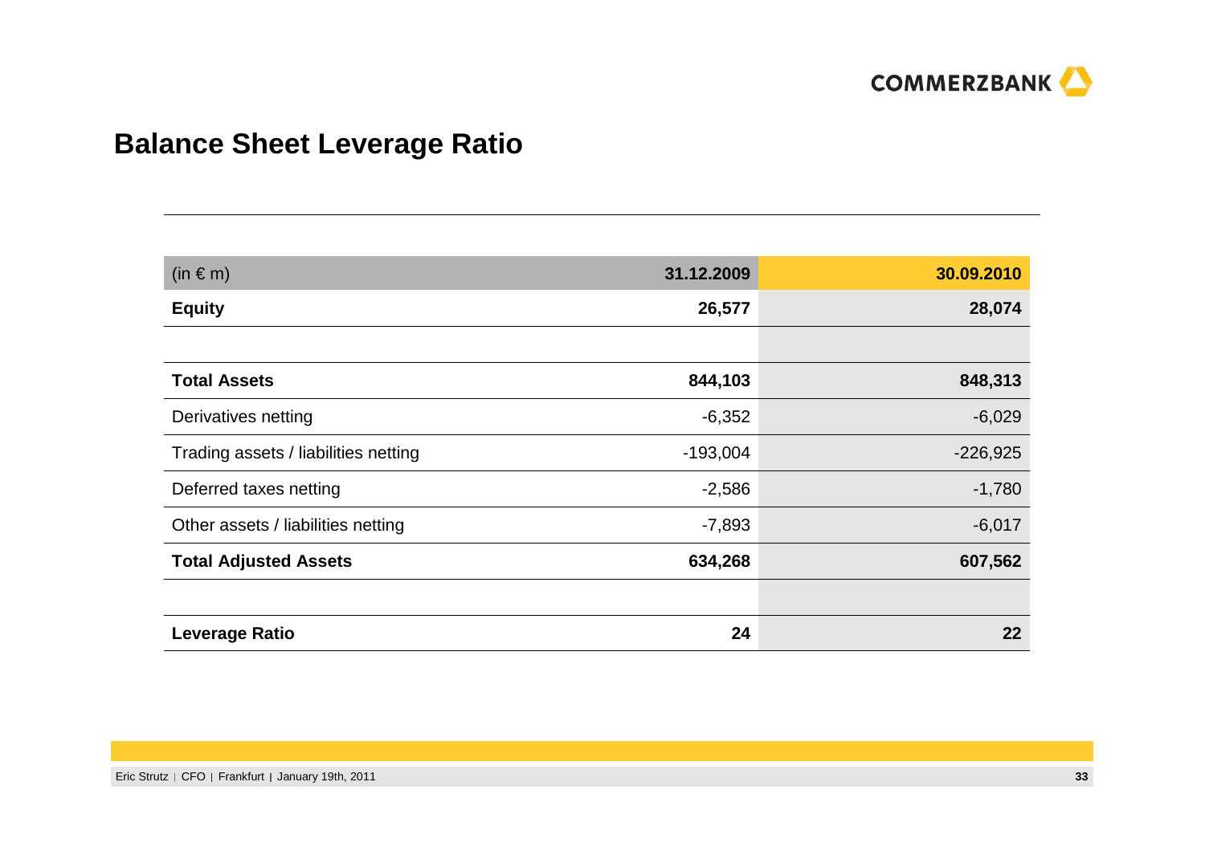## Balance Sheet Leverage Ratio

| (in € m) | 31.12.2009 | 30.09.2010 |
|---|---|---|
| **Equity** | **26,577** | **28,074** |
| | | |
| **Total Assets** | **844,103** | **848,313** |
| Derivatives netting | -6,352 | -6,029 |
| Trading assets / liabilities netting | -193,004 | -226,925 |
| Deferred taxes netting | -2,586 | -1,780 |
| Other assets / liabilities netting | -7,893 | -6,017 |
| **Total Adjusted Assets** | **634,268** | **607,562** |
| | | |
| **Leverage Ratio** | **24** | **22** |

Eric Strutz | CFO | Frankfurt | January 19th, 2011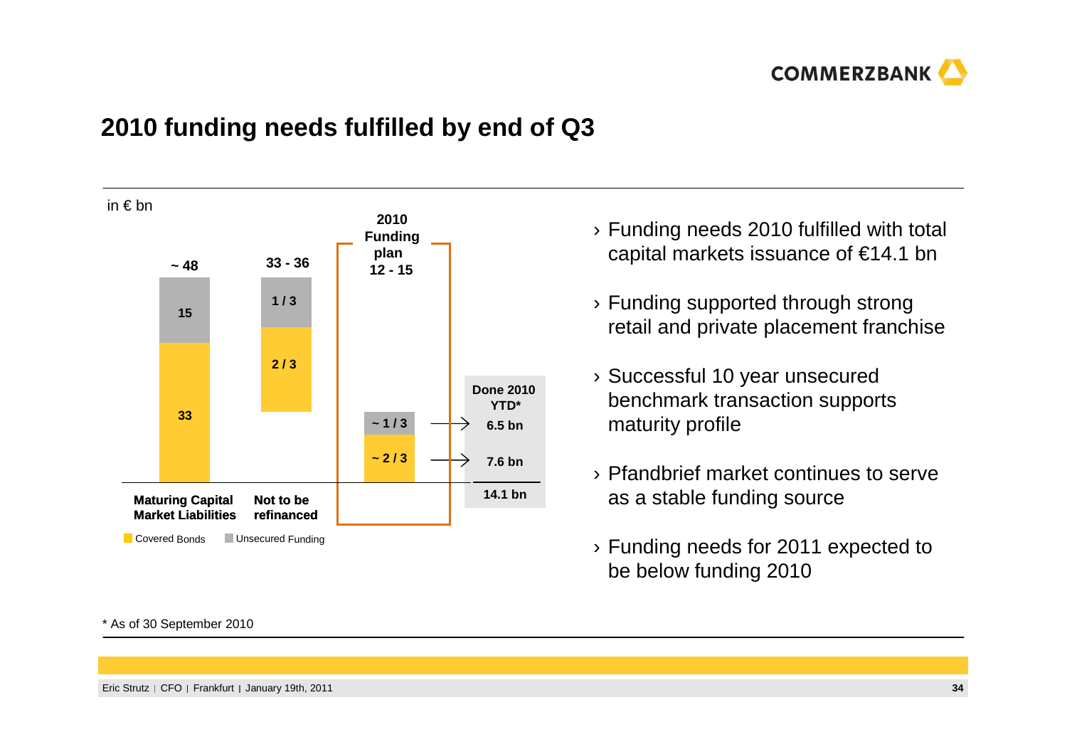# 2010 funding needs fulfilled by end of Q3

in € bn

| | Maturing Capital Market Liabilities | Not to be refinanced | 2010 Funding plan | Done 2010 YTD* |
|---|---|---|---|---|
| Total | ~ 48 | 33 - 36 | 12 - 15 | 14.1 bn |
| Unsecured Funding | 15 | 1 / 3 | ~ 1 / 3 | 6.5 bn |
| Covered Bonds | 33 | 2 / 3 | ~ 2 / 3 | 7.6 bn |

- Funding needs 2010 fulfilled with total capital markets issuance of €14.1 bn
- Funding supported through strong retail and private placement franchise
- Successful 10 year unsecured benchmark transaction supports maturity profile
- Pfandbrief market continues to serve as a stable funding source
- Funding needs for 2011 expected to be below funding 2010

* As of 30 September 2010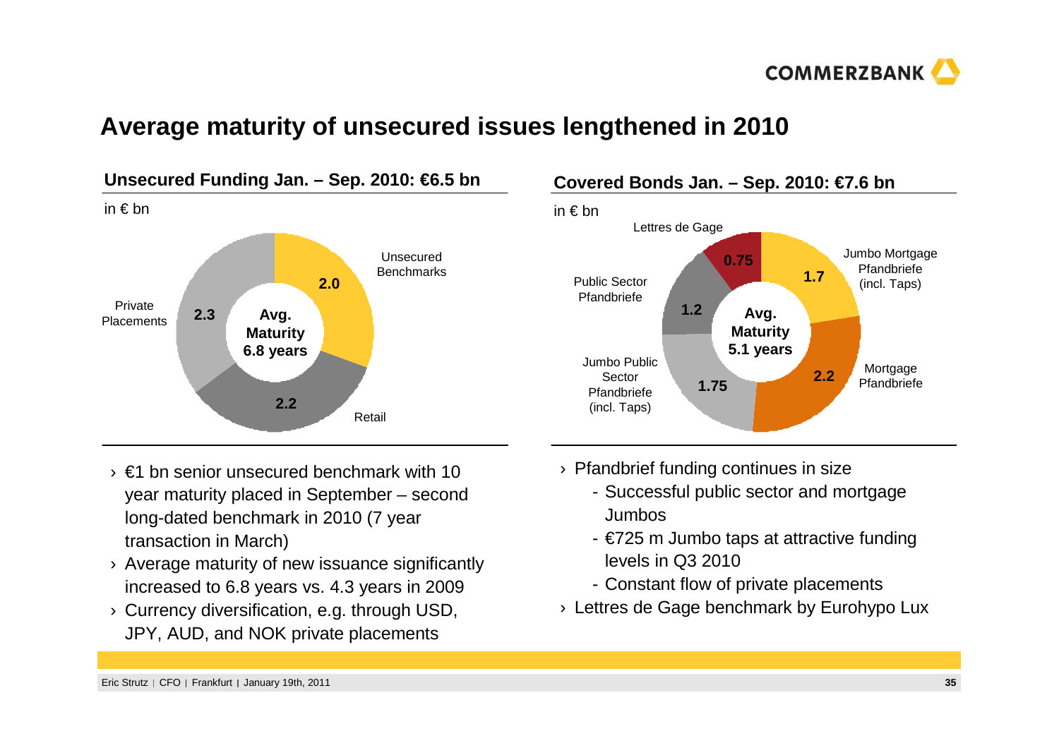# Average maturity of unsecured issues lengthened in 2010

## Unsecured Funding Jan. – Sep. 2010: €6.5 bn

in € bn

| Segment | Value |
|---|---|
| Unsecured Benchmarks | 2.0 |
| Retail | 2.2 |
| Private Placements | 2.3 |

**Avg. Maturity 6.8 years**

- › €1 bn senior unsecured benchmark with 10 year maturity placed in September – second long-dated benchmark in 2010 (7 year transaction in March)
- › Average maturity of new issuance significantly increased to 6.8 years vs. 4.3 years in 2009
- › Currency diversification, e.g. through USD, JPY, AUD, and NOK private placements

## Covered Bonds Jan. – Sep. 2010: €7.6 bn

in € bn

| Segment | Value |
|---|---|
| Jumbo Mortgage Pfandbriefe (incl. Taps) | 1.7 |
| Mortgage Pfandbriefe | 2.2 |
| Jumbo Public Sector Pfandbriefe (incl. Taps) | 1.75 |
| Public Sector Pfandbriefe | 1.2 |
| Lettres de Gage | 0.75 |

**Avg. Maturity 5.1 years**

- › Pfandbrief funding continues in size
  - Successful public sector and mortgage Jumbos
  - €725 m Jumbo taps at attractive funding levels in Q3 2010
  - Constant flow of private placements
- › Lettres de Gage benchmark by Eurohypo Lux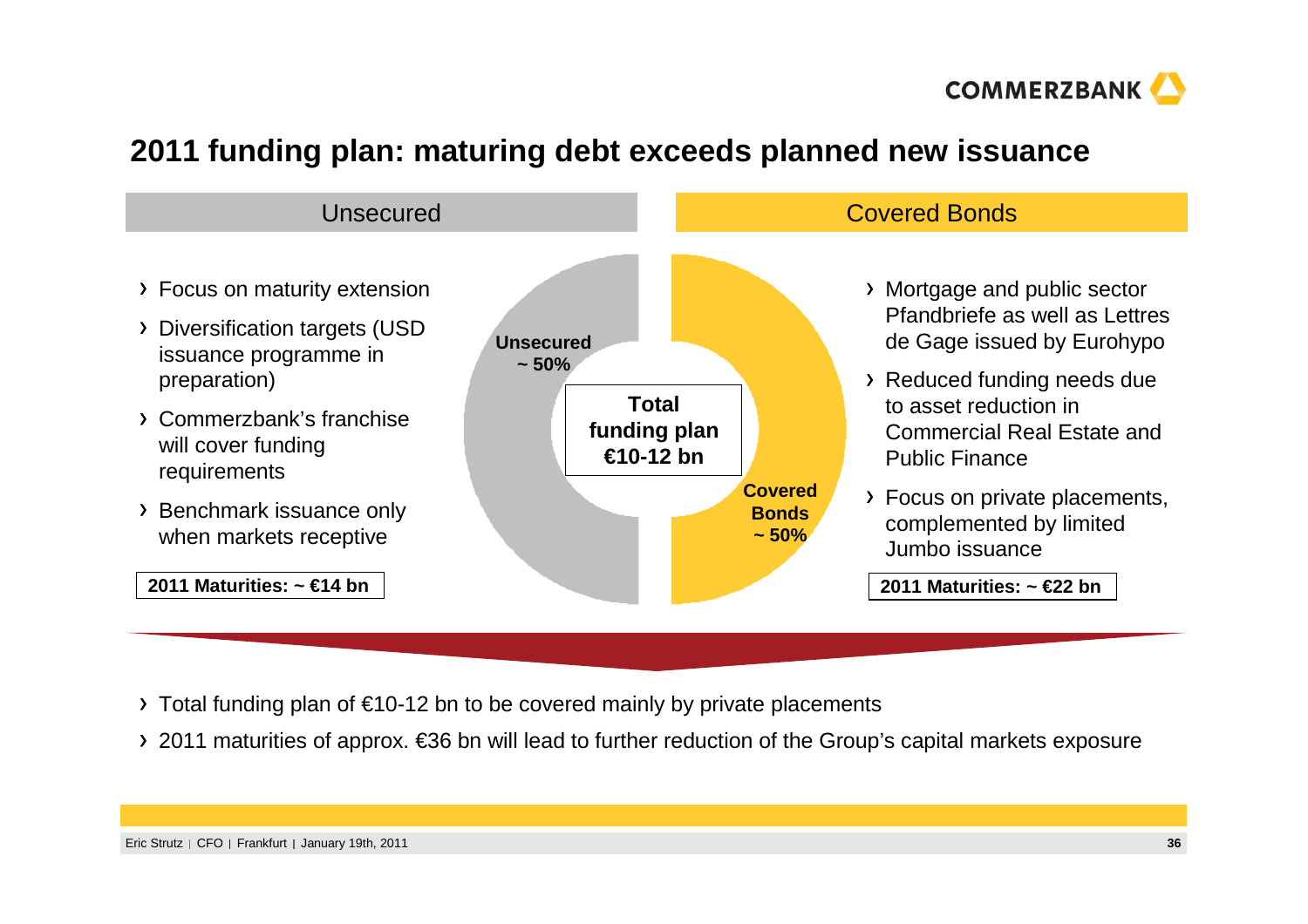# 2011 funding plan: maturing debt exceeds planned new issuance

## Unsecured

- Focus on maturity extension
- Diversification targets (USD issuance programme in preparation)
- Commerzbank's franchise will cover funding requirements
- Benchmark issuance only when markets receptive

**2011 Maturities: ~ €14 bn**

**Unsecured ~ 50%**

**Total funding plan €10-12 bn**

**Covered Bonds ~ 50%**

## Covered Bonds

- Mortgage and public sector Pfandbriefe as well as Lettres de Gage issued by Eurohypo
- Reduced funding needs due to asset reduction in Commercial Real Estate and Public Finance
- Focus on private placements, complemented by limited Jumbo issuance

**2011 Maturities: ~ €22 bn**

- Total funding plan of €10-12 bn to be covered mainly by private placements
- 2011 maturities of approx. €36 bn will lead to further reduction of the Group's capital markets exposure

Eric Strutz | CFO | Frankfurt | January 19th, 2011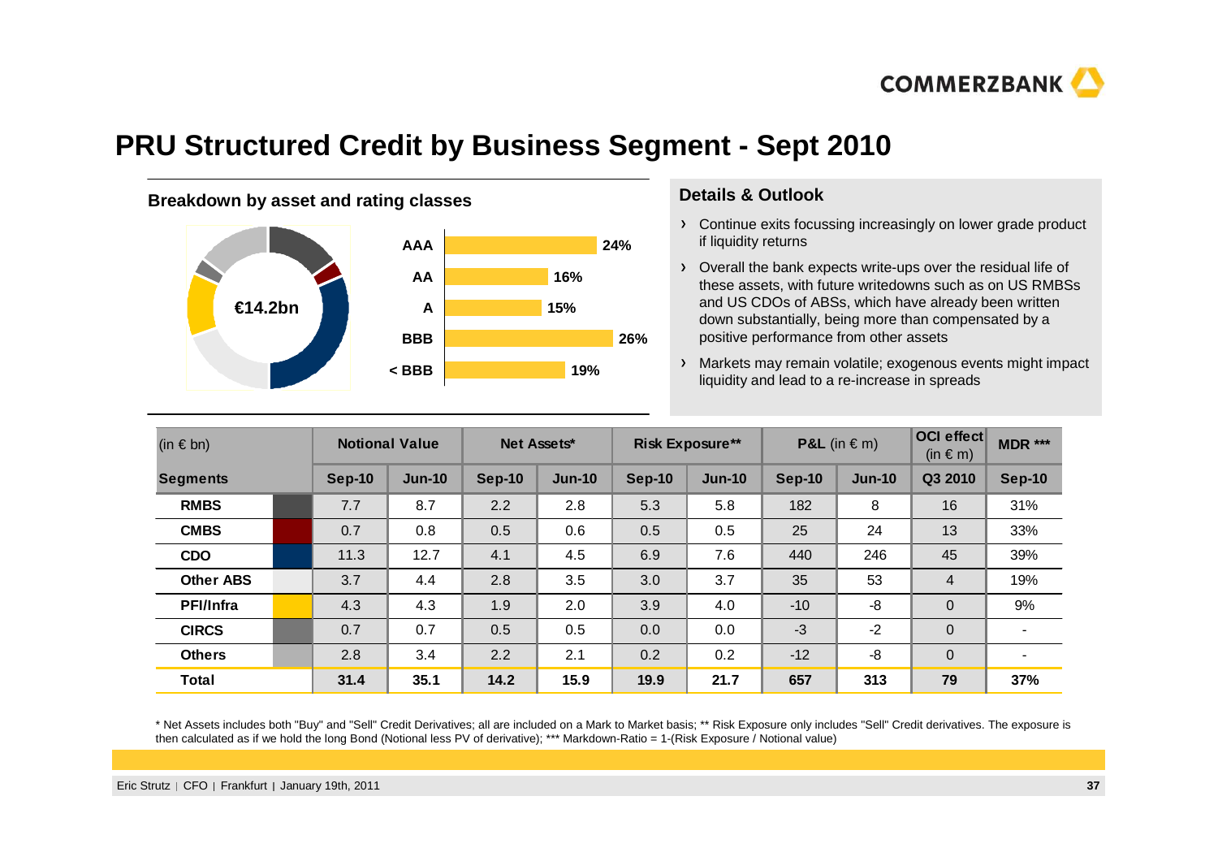# PRU Structured Credit by Business Segment - Sept 2010

## Breakdown by asset and rating classes

€14.2bn

| Rating | Share |
|---|---|
| AAA | 24% |
| AA | 16% |
| A | 15% |
| BBB | 26% |
| < BBB | 19% |

## Details & Outlook

- Continue exits focussing increasingly on lower grade product if liquidity returns
- Overall the bank expects write-ups over the residual life of these assets, with future writedowns such as on US RMBSs and US CDOs of ABSs, which have already been written down substantially, being more than compensated by a positive performance from other assets
- Markets may remain volatile; exogenous events might impact liquidity and lead to a re-increase in spreads

| (in € bn) | Notional Value | | Net Assets* | | Risk Exposure** | | P&L (in € m) | | OCI effect (in € m) | MDR *** |
|---|---|---|---|---|---|---|---|---|---|---|
| **Segments** | **Sep-10** | **Jun-10** | **Sep-10** | **Jun-10** | **Sep-10** | **Jun-10** | **Sep-10** | **Jun-10** | **Q3 2010** | **Sep-10** |
| **RMBS** | 7.7 | 8.7 | 2.2 | 2.8 | 5.3 | 5.8 | 182 | 8 | 16 | 31% |
| **CMBS** | 0.7 | 0.8 | 0.5 | 0.6 | 0.5 | 0.5 | 25 | 24 | 13 | 33% |
| **CDO** | 11.3 | 12.7 | 4.1 | 4.5 | 6.9 | 7.6 | 440 | 246 | 45 | 39% |
| **Other ABS** | 3.7 | 4.4 | 2.8 | 3.5 | 3.0 | 3.7 | 35 | 53 | 4 | 19% |
| **PFI/Infra** | 4.3 | 4.3 | 1.9 | 2.0 | 3.9 | 4.0 | -10 | -8 | 0 | 9% |
| **CIRCS** | 0.7 | 0.7 | 0.5 | 0.5 | 0.0 | 0.0 | -3 | -2 | 0 | - |
| **Others** | 2.8 | 3.4 | 2.2 | 2.1 | 0.2 | 0.2 | -12 | -8 | 0 | - |
| **Total** | **31.4** | **35.1** | **14.2** | **15.9** | **19.9** | **21.7** | **657** | **313** | **79** | **37%** |

* Net Assets includes both "Buy" and "Sell" Credit Derivatives; all are included on a Mark to Market basis; ** Risk Exposure only includes "Sell" Credit derivatives. The exposure is then calculated as if we hold the long Bond (Notional less PV of derivative); *** Markdown-Ratio = 1-(Risk Exposure / Notional value)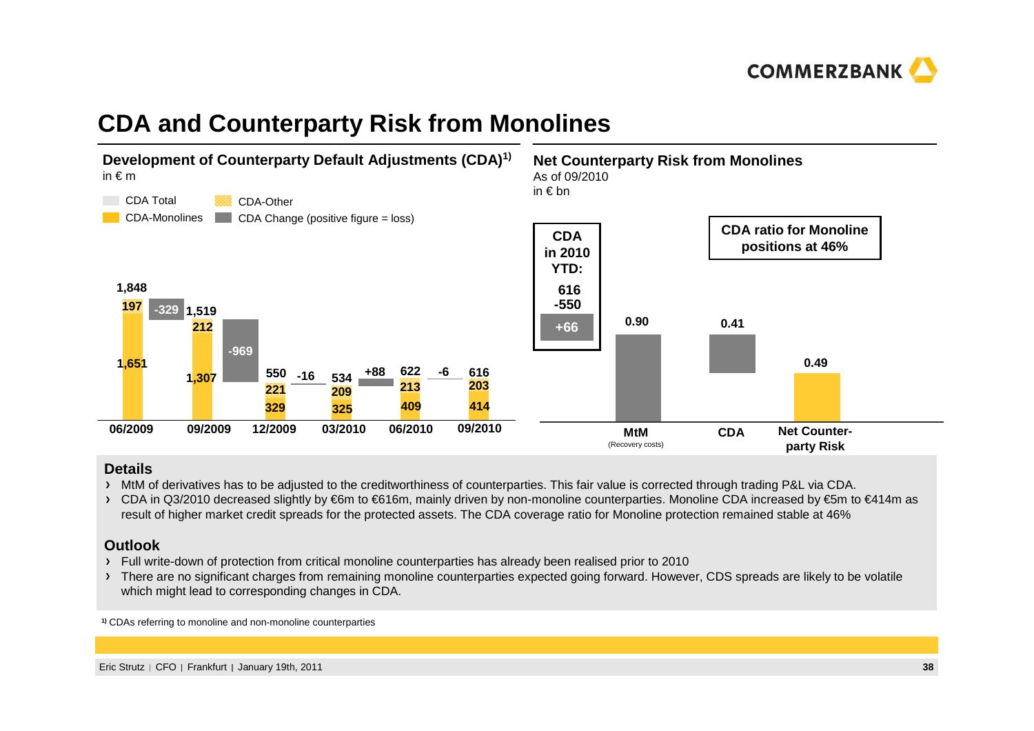# CDA and Counterparty Risk from Monolines

## Development of Counterparty Default Adjustments (CDA)[1)]

in € m

Legend: CDA Total; CDA-Other; CDA-Monolines; CDA Change (positive figure = loss)

| | 06/2009 | | 09/2009 | | 12/2009 | | 03/2010 | | 06/2010 | | 09/2010 |
|---|---|---|---|---|---|---|---|---|---|---|---|
| CDA Total | 1,848 | | 1,519 | | 550 | | 534 | | 622 | | 616 |
| CDA-Other | 197 | | 212 | | 221 | | 209 | | 213 | | 203 |
| CDA-Monolines | 1,651 | | 1,307 | | 329 | | 325 | | 409 | | 414 |
| CDA Change | | -329 | | -969 | | -16 | | +88 | | -6 | |

## Net Counterparty Risk from Monolines

As of 09/2010

in € bn

| MtM (Recovery costs) | CDA | Net Counter-party Risk |
|---|---|---|
| 0.90 | 0.41 | 0.49 |

**CDA in 2010 YTD:** 616 / -550 / **+66**

**CDA ratio for Monoline positions at 46%**

### Details

- MtM of derivatives has to be adjusted to the creditworthiness of counterparties. This fair value is corrected through trading P&L via CDA.
- CDA in Q3/2010 decreased slightly by €6m to €616m, mainly driven by non-monoline counterparties. Monoline CDA increased by €5m to €414m as result of higher market credit spreads for the protected assets. The CDA coverage ratio for Monoline protection remained stable at 46%

### Outlook

- Full write-down of protection from critical monoline counterparties has already been realised prior to 2010
- There are no significant charges from remaining monoline counterparties expected going forward. However, CDS spreads are likely to be volatile which might lead to corresponding changes in CDA.

[1)] CDAs referring to monoline and non-monoline counterparties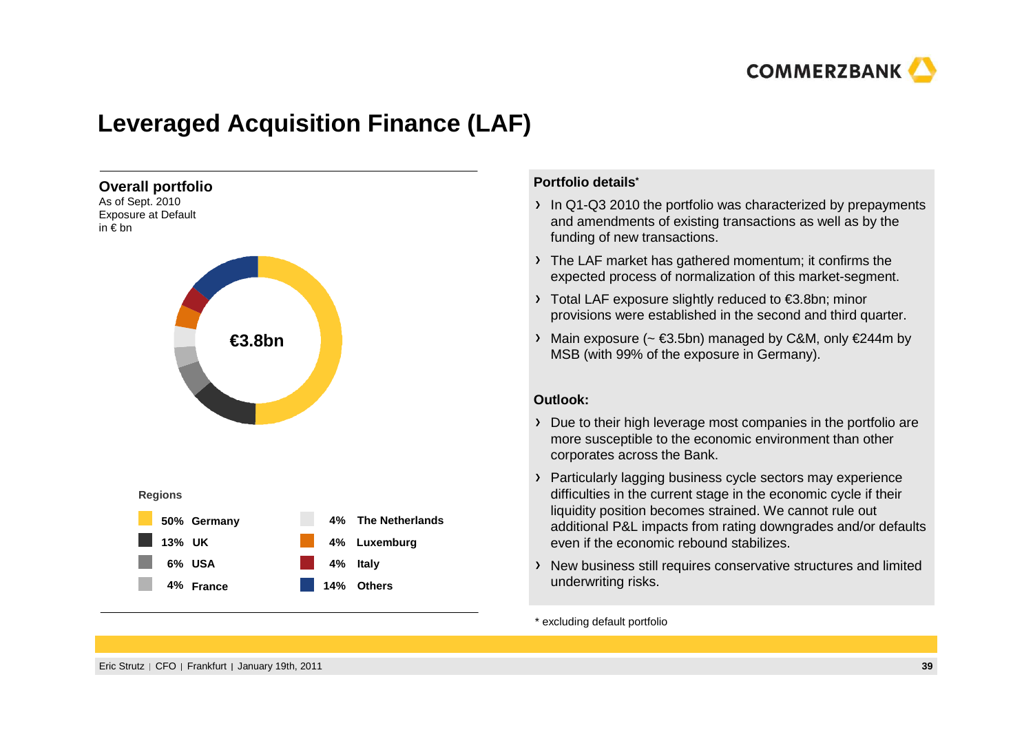# Leveraged Acquisition Finance (LAF)

## Overall portfolio

As of Sept. 2010
Exposure at Default
in € bn

€3.8bn

**Regions**

| Share | Region |
|---|---|
| 50% | Germany |
| 13% | UK |
| 6% | USA |
| 4% | France |
| 4% | The Netherlands |
| 4% | Luxemburg |
| 4% | Italy |
| 14% | Others |

**Portfolio details***

- In Q1-Q3 2010 the portfolio was characterized by prepayments and amendments of existing transactions as well as by the funding of new transactions.
- The LAF market has gathered momentum; it confirms the expected process of normalization of this market-segment.
- Total LAF exposure slightly reduced to €3.8bn; minor provisions were established in the second and third quarter.
- Main exposure (~ €3.5bn) managed by C&M, only €244m by MSB (with 99% of the exposure in Germany).

**Outlook:**

- Due to their high leverage most companies in the portfolio are more susceptible to the economic environment than other corporates across the Bank.
- Particularly lagging business cycle sectors may experience difficulties in the current stage in the economic cycle if their liquidity position becomes strained. We cannot rule out additional P&L impacts from rating downgrades and/or defaults even if the economic rebound stabilizes.
- New business still requires conservative structures and limited underwriting risks.

* excluding default portfolio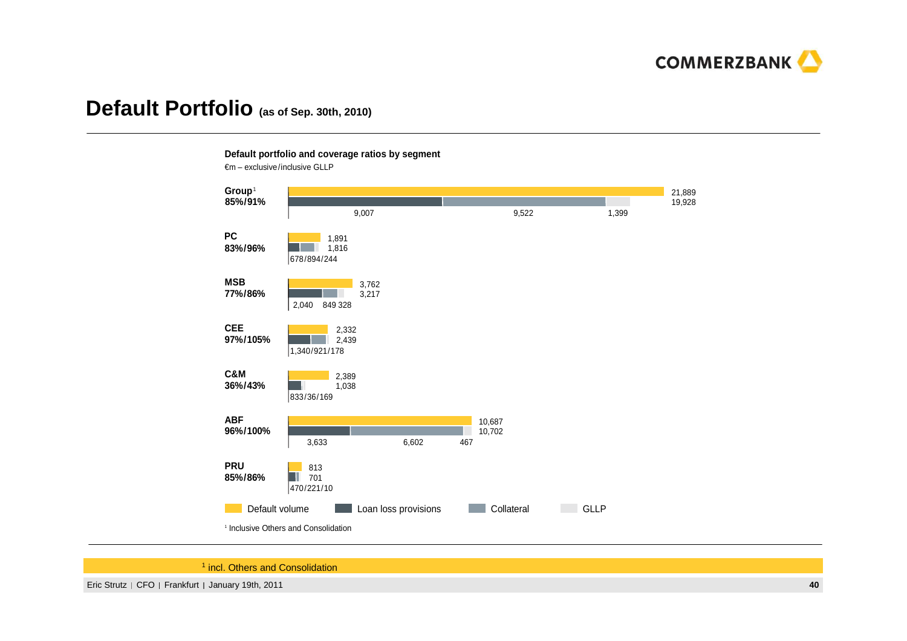# Default Portfolio (as of Sep. 30th, 2010)

**Default portfolio and coverage ratios by segment**

€m – exclusive/inclusive GLLP

| Segment | Coverage ratio (excl./incl. GLLP) | Default volume | Loan loss provisions + Collateral + GLLP | Loan loss provisions | Collateral | GLLP |
|---|---|---|---|---|---|---|
| Group[1] | 85%/91% | 21,889 | 19,928 | 9,007 | 9,522 | 1,399 |
| PC | 83%/96% | 1,891 | 1,816 | 678 | 894 | 244 |
| MSB | 77%/86% | 3,762 | 3,217 | 2,040 | 849 | 328 |
| CEE | 97%/105% | 2,332 | 2,439 | 1,340 | 921 | 178 |
| C&M | 36%/43% | 2,389 | 1,038 | 833 | 36 | 169 |
| ABF | 96%/100% | 10,687 | 10,702 | 3,633 | 6,602 | 467 |
| PRU | 85%/86% | 813 | 701 | 470 | 221 | 10 |

Legend: Default volume | Loan loss provisions | Collateral | GLLP

[1] Inclusive Others and Consolidation

[1] incl. Others and Consolidation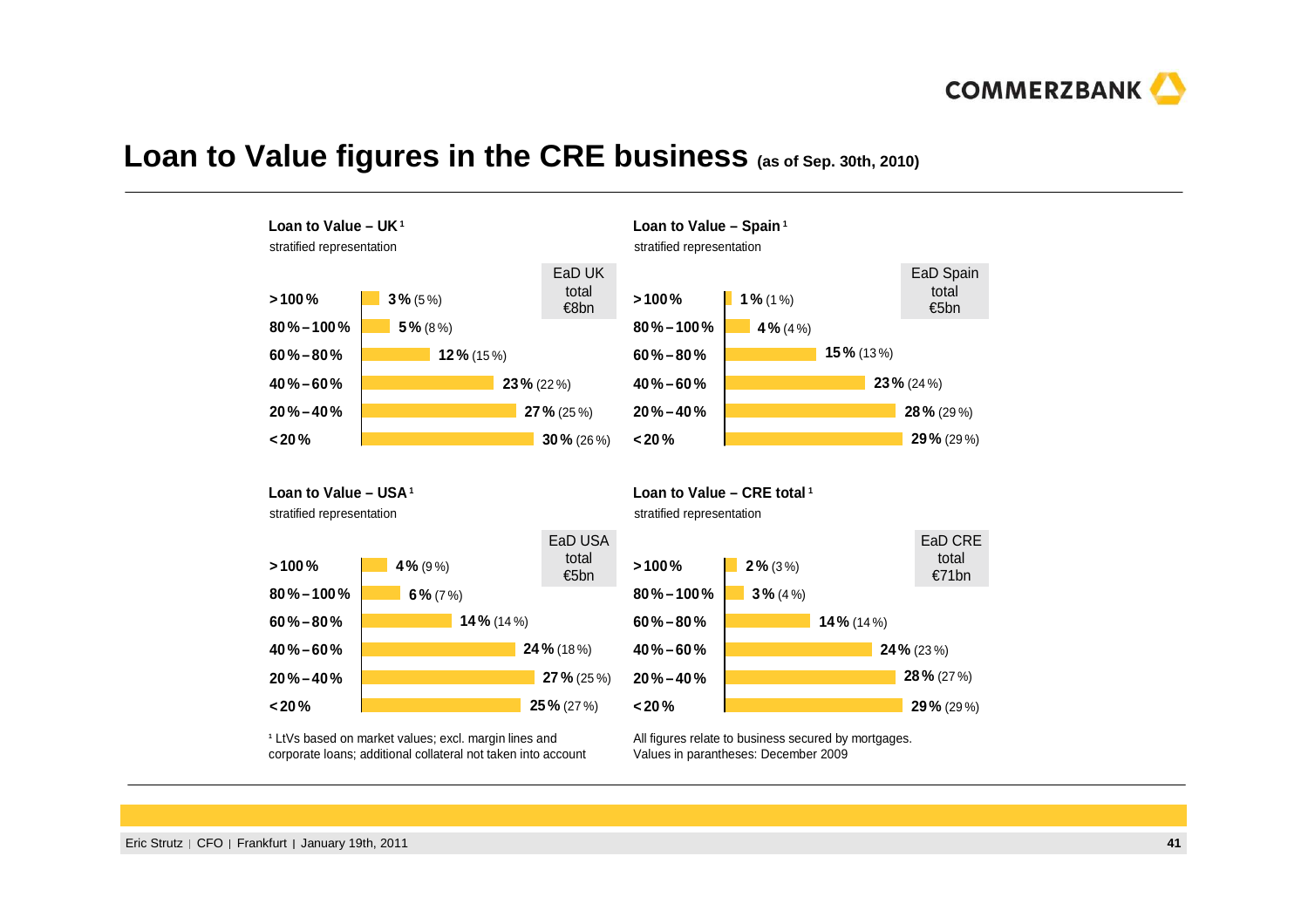# Loan to Value figures in the CRE business (as of Sep. 30th, 2010)

**Loan to Value – UK** [1]

stratified representation

EaD UK total €8bn

| LtV | Share |
|---|---|
| **>100%** | **3%** (5%) |
| **80%–100%** | **5%** (8%) |
| **60%–80%** | **12%** (15%) |
| **40%–60%** | **23%** (22%) |
| **20%–40%** | **27%** (25%) |
| **<20%** | **30%** (26%) |

**Loan to Value – Spain** [1]

stratified representation

EaD Spain total €5bn

| LtV | Share |
|---|---|
| **>100%** | **1%** (1%) |
| **80%–100%** | **4%** (4%) |
| **60%–80%** | **15%** (13%) |
| **40%–60%** | **23%** (24%) |
| **20%–40%** | **28%** (29%) |
| **<20%** | **29%** (29%) |

**Loan to Value – USA** [1]

stratified representation

EaD USA total €5bn

| LtV | Share |
|---|---|
| **>100%** | **4%** (9%) |
| **80%–100%** | **6%** (7%) |
| **60%–80%** | **14%** (14%) |
| **40%–60%** | **24%** (18%) |
| **20%–40%** | **27%** (25%) |
| **<20%** | **25%** (27%) |

**Loan to Value – CRE total** [1]

stratified representation

EaD CRE total €71bn

| LtV | Share |
|---|---|
| **>100%** | **2%** (3%) |
| **80%–100%** | **3%** (4%) |
| **60%–80%** | **14%** (14%) |
| **40%–60%** | **24%** (23%) |
| **20%–40%** | **28%** (27%) |
| **<20%** | **29%** (29%) |

[1] LtVs based on market values; excl. margin lines and corporate loans; additional collateral not taken into account

All figures relate to business secured by mortgages.
Values in parantheses: December 2009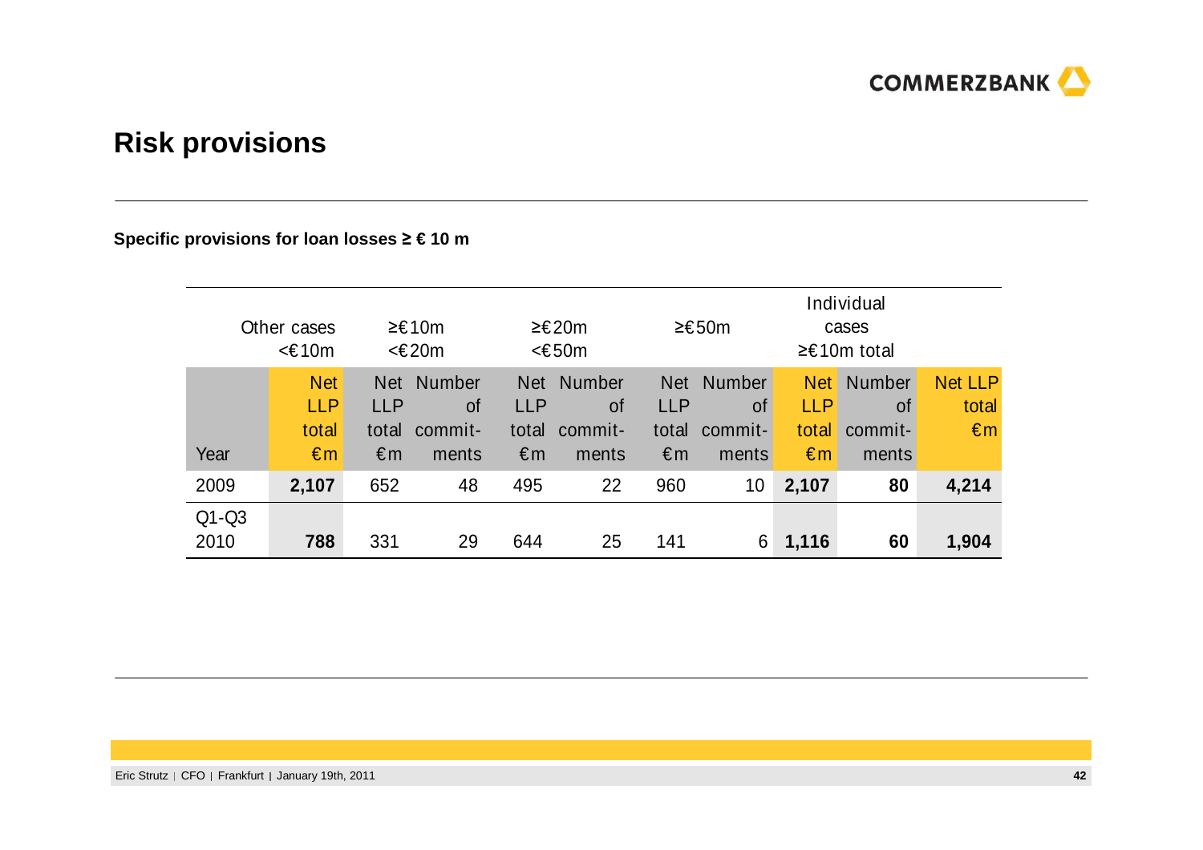## Risk provisions

**Specific provisions for loan losses ≥ € 10 m**

| | Other cases <€10m | ≥€10m <€20m | | ≥€20m <€50m | | ≥€50m | | Individual cases ≥€10m total | | |
|---|---|---|---|---|---|---|---|---|---|---|
| Year | Net LLP total €m | Net LLP total €m | Number of commit-ments | Net LLP total €m | Number of commit-ments | Net LLP total €m | Number of commit-ments | Net LLP total €m | Number of commit-ments | Net LLP total €m |
| 2009 | **2,107** | 652 | 48 | 495 | 22 | 960 | 10 | **2,107** | **80** | **4,214** |
| Q1-Q3 2010 | **788** | 331 | 29 | 644 | 25 | 141 | 6 | **1,116** | **60** | **1,904** |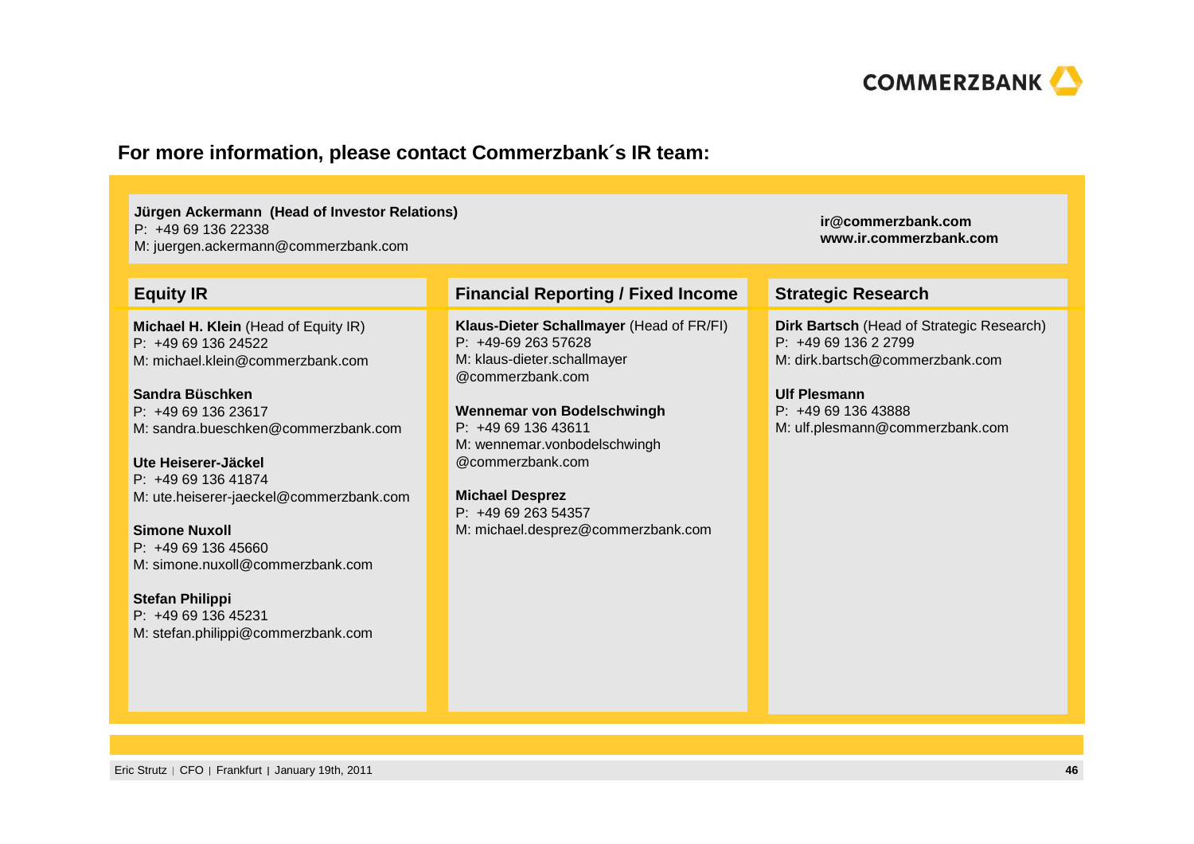## For more information, please contact Commerzbank´s IR team:

**Jürgen Ackermann (Head of Investor Relations)**
P: +49 69 136 22338
M: juergen.ackermann@commerzbank.com

**ir@commerzbank.com**
**www.ir.commerzbank.com**

### Equity IR

**Michael H. Klein** (Head of Equity IR)
P: +49 69 136 24522
M: michael.klein@commerzbank.com

**Sandra Büschken**
P: +49 69 136 23617
M: sandra.bueschken@commerzbank.com

**Ute Heiserer-Jäckel**
P: +49 69 136 41874
M: ute.heiserer-jaeckel@commerzbank.com

**Simone Nuxoll**
P: +49 69 136 45660
M: simone.nuxoll@commerzbank.com

**Stefan Philippi**
P: +49 69 136 45231
M: stefan.philippi@commerzbank.com

### Financial Reporting / Fixed Income

**Klaus-Dieter Schallmayer** (Head of FR/FI)
P: +49-69 263 57628
M: klaus-dieter.schallmayer@commerzbank.com

**Wennemar von Bodelschwingh**
P: +49 69 136 43611
M: wennemar.vonbodelschwingh@commerzbank.com

**Michael Desprez**
P: +49 69 263 54357
M: michael.desprez@commerzbank.com

### Strategic Research

**Dirk Bartsch** (Head of Strategic Research)
P: +49 69 136 2 2799
M: dirk.bartsch@commerzbank.com

**Ulf Plesmann**
P: +49 69 136 43888
M: ulf.plesmann@commerzbank.com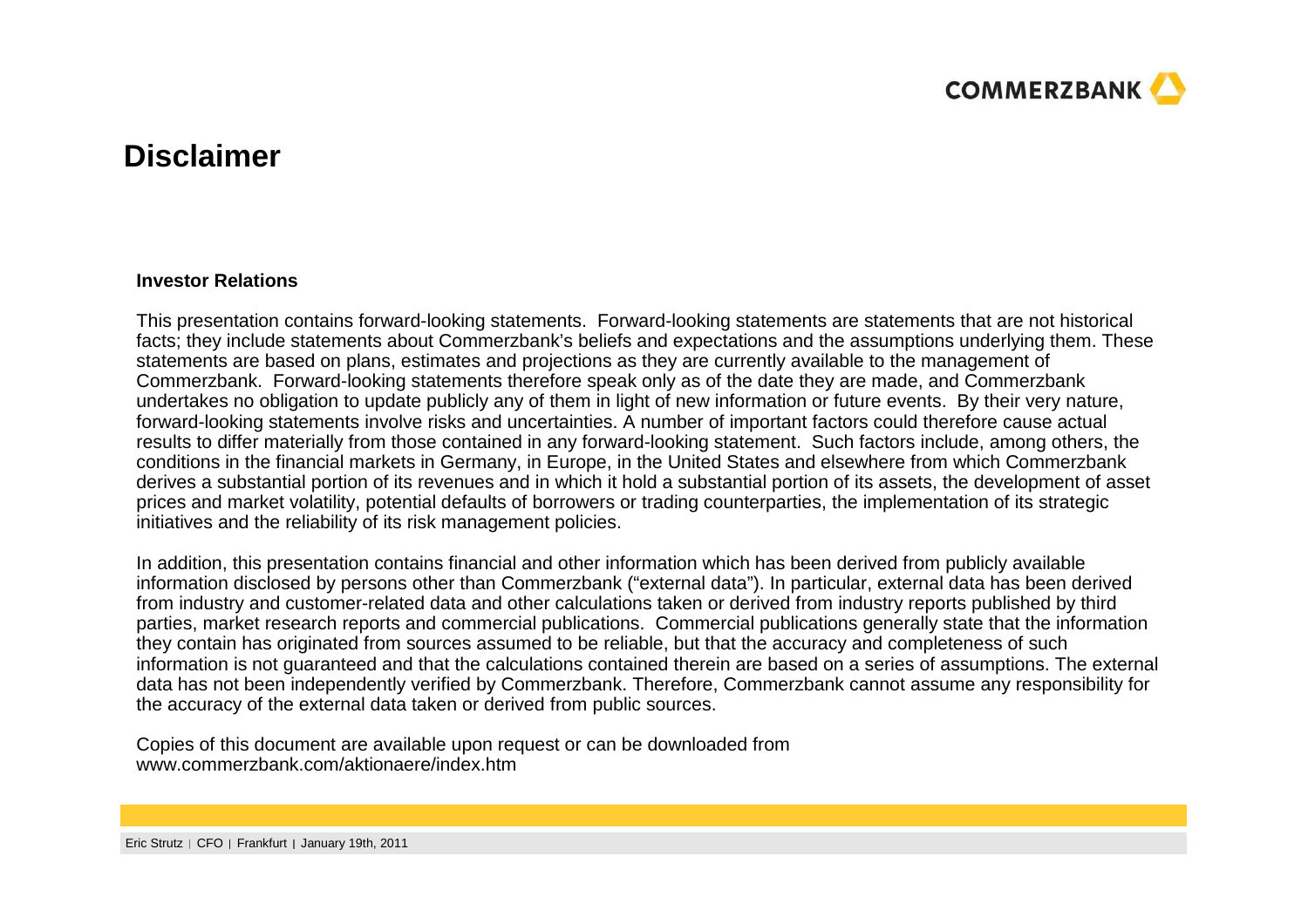# Disclaimer

**Investor Relations**

This presentation contains forward-looking statements. Forward-looking statements are statements that are not historical facts; they include statements about Commerzbank's beliefs and expectations and the assumptions underlying them. These statements are based on plans, estimates and projections as they are currently available to the management of Commerzbank. Forward-looking statements therefore speak only as of the date they are made, and Commerzbank undertakes no obligation to update publicly any of them in light of new information or future events. By their very nature, forward-looking statements involve risks and uncertainties. A number of important factors could therefore cause actual results to differ materially from those contained in any forward-looking statement. Such factors include, among others, the conditions in the financial markets in Germany, in Europe, in the United States and elsewhere from which Commerzbank derives a substantial portion of its revenues and in which it hold a substantial portion of its assets, the development of asset prices and market volatility, potential defaults of borrowers or trading counterparties, the implementation of its strategic initiatives and the reliability of its risk management policies.

In addition, this presentation contains financial and other information which has been derived from publicly available information disclosed by persons other than Commerzbank ("external data"). In particular, external data has been derived from industry and customer-related data and other calculations taken or derived from industry reports published by third parties, market research reports and commercial publications. Commercial publications generally state that the information they contain has originated from sources assumed to be reliable, but that the accuracy and completeness of such information is not guaranteed and that the calculations contained therein are based on a series of assumptions. The external data has not been independently verified by Commerzbank. Therefore, Commerzbank cannot assume any responsibility for the accuracy of the external data taken or derived from public sources.

Copies of this document are available upon request or can be downloaded from www.commerzbank.com/aktionaere/index.htm